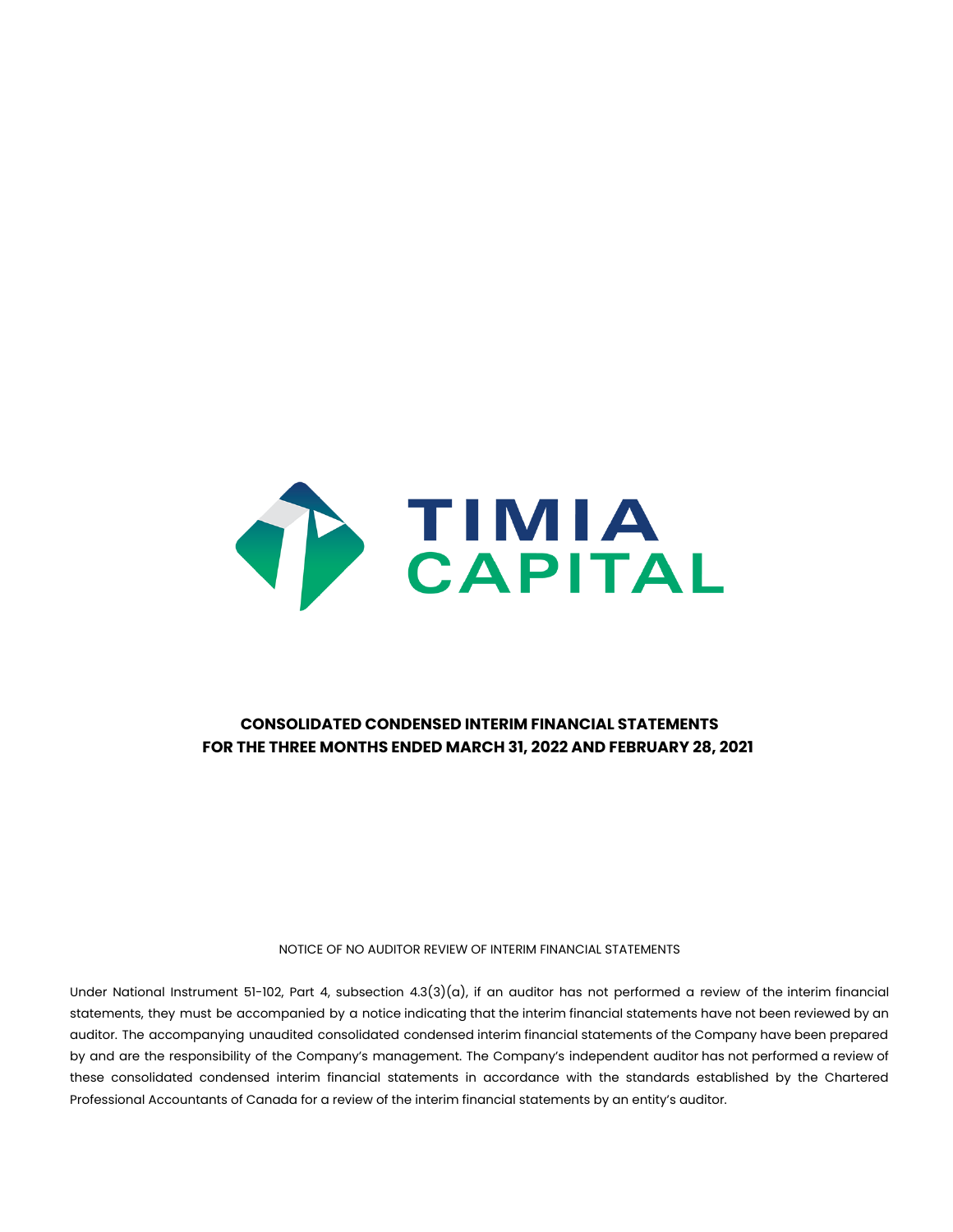TIMIA CAPITAL

**CONSOLIDATED CONDENSED INTERIM FINANCIAL STATEMENTS**
**FOR THE THREE MONTHS ENDED MARCH 31, 2022 AND FEBRUARY 28, 2021**

NOTICE OF NO AUDITOR REVIEW OF INTERIM FINANCIAL STATEMENTS

Under National Instrument 51-102, Part 4, subsection 4.3(3)(a), if an auditor has not performed a review of the interim financial statements, they must be accompanied by a notice indicating that the interim financial statements have not been reviewed by an auditor. The accompanying unaudited consolidated condensed interim financial statements of the Company have been prepared by and are the responsibility of the Company's management. The Company's independent auditor has not performed a review of these consolidated condensed interim financial statements in accordance with the standards established by the Chartered Professional Accountants of Canada for a review of the interim financial statements by an entity's auditor.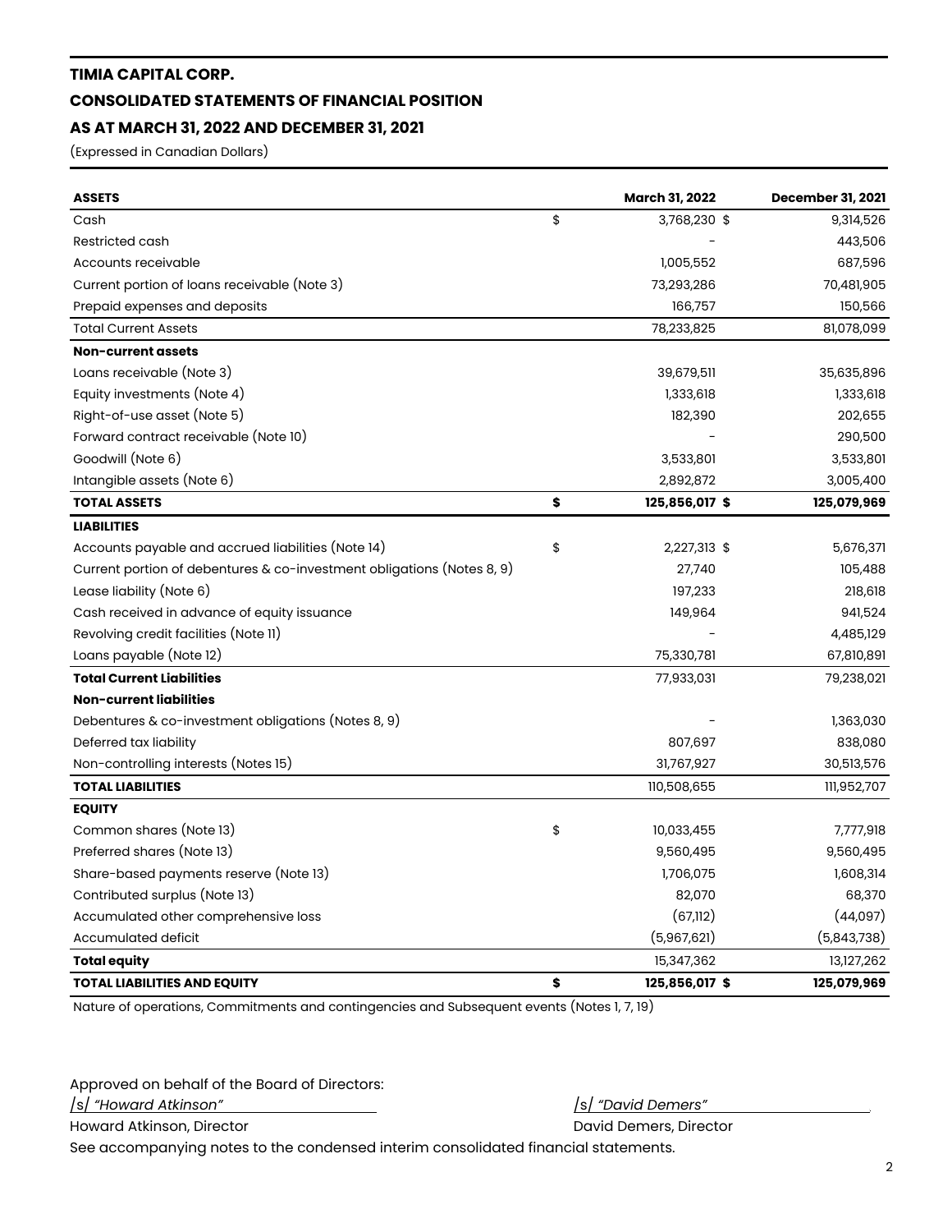**TIMIA CAPITAL CORP.**

**CONSOLIDATED STATEMENTS OF FINANCIAL POSITION**

**AS AT MARCH 31, 2022 AND DECEMBER 31, 2021**

(Expressed in Canadian Dollars)

| **ASSETS** | | **March 31, 2022** | **December 31, 2021** |
|---|---|---|---|
| Cash | $ | 3,768,230 $ | 9,314,526 |
| Restricted cash | | - | 443,506 |
| Accounts receivable | | 1,005,552 | 687,596 |
| Current portion of loans receivable (Note 3) | | 73,293,286 | 70,481,905 |
| Prepaid expenses and deposits | | 166,757 | 150,566 |
| Total Current Assets | | 78,233,825 | 81,078,099 |
| **Non-current assets** | | | |
| Loans receivable (Note 3) | | 39,679,511 | 35,635,896 |
| Equity investments (Note 4) | | 1,333,618 | 1,333,618 |
| Right-of-use asset (Note 5) | | 182,390 | 202,655 |
| Forward contract receivable (Note 10) | | - | 290,500 |
| Goodwill (Note 6) | | 3,533,801 | 3,533,801 |
| Intangible assets (Note 6) | | 2,892,872 | 3,005,400 |
| **TOTAL ASSETS** | **$** | **125,856,017 $** | **125,079,969** |
| **LIABILITIES** | | | |
| Accounts payable and accrued liabilities (Note 14) | $ | 2,227,313 $ | 5,676,371 |
| Current portion of debentures & co-investment obligations (Notes 8, 9) | | 27,740 | 105,488 |
| Lease liability (Note 6) | | 197,233 | 218,618 |
| Cash received in advance of equity issuance | | 149,964 | 941,524 |
| Revolving credit facilities (Note 11) | | - | 4,485,129 |
| Loans payable (Note 12) | | 75,330,781 | 67,810,891 |
| **Total Current Liabilities** | | 77,933,031 | 79,238,021 |
| **Non-current liabilities** | | | |
| Debentures & co-investment obligations (Notes 8, 9) | | - | 1,363,030 |
| Deferred tax liability | | 807,697 | 838,080 |
| Non-controlling interests (Notes 15) | | 31,767,927 | 30,513,576 |
| **TOTAL LIABILITIES** | | 110,508,655 | 111,952,707 |
| **EQUITY** | | | |
| Common shares (Note 13) | $ | 10,033,455 | 7,777,918 |
| Preferred shares (Note 13) | | 9,560,495 | 9,560,495 |
| Share-based payments reserve (Note 13) | | 1,706,075 | 1,608,314 |
| Contributed surplus (Note 13) | | 82,070 | 68,370 |
| Accumulated other comprehensive loss | | (67,112) | (44,097) |
| Accumulated deficit | | (5,967,621) | (5,843,738) |
| **Total equity** | | 15,347,362 | 13,127,262 |
| **TOTAL LIABILITIES AND EQUITY** | **$** | **125,856,017 $** | **125,079,969** |

Nature of operations, Commitments and contingencies and Subsequent events (Notes 1, 7, 19)

Approved on behalf of the Board of Directors:

/s/ *"Howard Atkinson"* — Howard Atkinson, Director

/s/ *"David Demers"* — David Demers, Director

See accompanying notes to the condensed interim consolidated financial statements.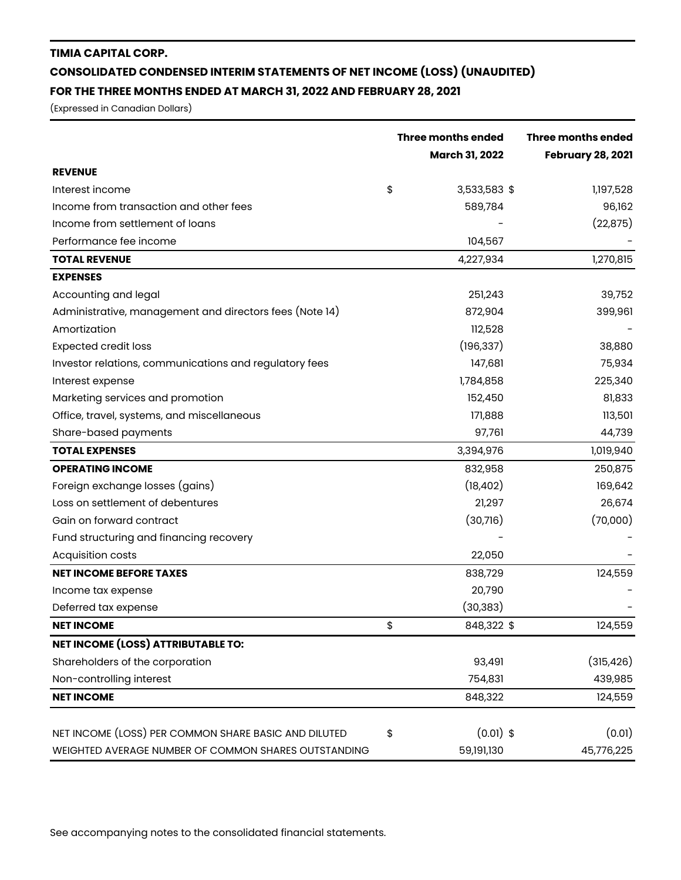**TIMIA CAPITAL CORP.**

**CONSOLIDATED CONDENSED INTERIM STATEMENTS OF NET INCOME (LOSS) (UNAUDITED)**

**FOR THE THREE MONTHS ENDED AT MARCH 31, 2022 AND FEBRUARY 28, 2021**

(Expressed in Canadian Dollars)

| | Three months ended March 31, 2022 | Three months ended February 28, 2021 |
|---|---|---|
| **REVENUE** | | |
| Interest income | $ 3,533,583 | $ 1,197,528 |
| Income from transaction and other fees | 589,784 | 96,162 |
| Income from settlement of loans | - | (22,875) |
| Performance fee income | 104,567 | - |
| **TOTAL REVENUE** | 4,227,934 | 1,270,815 |
| **EXPENSES** | | |
| Accounting and legal | 251,243 | 39,752 |
| Administrative, management and directors fees (Note 14) | 872,904 | 399,961 |
| Amortization | 112,528 | - |
| Expected credit loss | (196,337) | 38,880 |
| Investor relations, communications and regulatory fees | 147,681 | 75,934 |
| Interest expense | 1,784,858 | 225,340 |
| Marketing services and promotion | 152,450 | 81,833 |
| Office, travel, systems, and miscellaneous | 171,888 | 113,501 |
| Share-based payments | 97,761 | 44,739 |
| **TOTAL EXPENSES** | 3,394,976 | 1,019,940 |
| **OPERATING INCOME** | 832,958 | 250,875 |
| Foreign exchange losses (gains) | (18,402) | 169,642 |
| Loss on settlement of debentures | 21,297 | 26,674 |
| Gain on forward contract | (30,716) | (70,000) |
| Fund structuring and financing recovery | - | - |
| Acquisition costs | 22,050 | - |
| **NET INCOME BEFORE TAXES** | 838,729 | 124,559 |
| Income tax expense | 20,790 | - |
| Deferred tax expense | (30,383) | - |
| **NET INCOME** | $ 848,322 | $ 124,559 |
| **NET INCOME (LOSS) ATTRIBUTABLE TO:** | | |
| Shareholders of the corporation | 93,491 | (315,426) |
| Non-controlling interest | 754,831 | 439,985 |
| **NET INCOME** | 848,322 | 124,559 |
| | | |
| NET INCOME (LOSS) PER COMMON SHARE BASIC AND DILUTED | $ (0.01) | $ (0.01) |
| WEIGHTED AVERAGE NUMBER OF COMMON SHARES OUTSTANDING | 59,191,130 | 45,776,225 |

See accompanying notes to the consolidated financial statements.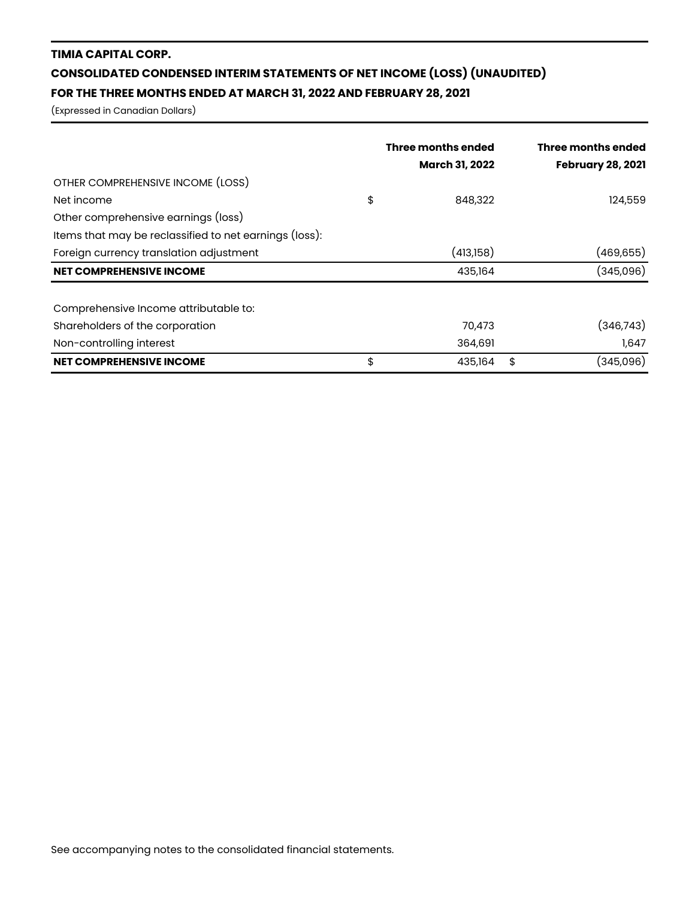**TIMIA CAPITAL CORP.**

**CONSOLIDATED CONDENSED INTERIM STATEMENTS OF NET INCOME (LOSS) (UNAUDITED)**

**FOR THE THREE MONTHS ENDED AT MARCH 31, 2022 AND FEBRUARY 28, 2021**

(Expressed in Canadian Dollars)

| | | Three months ended March 31, 2022 | | Three months ended February 28, 2021 |
|---|---|---|---|---|
| OTHER COMPREHENSIVE INCOME (LOSS) | | | | |
| Net income | $ | 848,322 | | 124,559 |
| Other comprehensive earnings (loss) | | | | |
| Items that may be reclassified to net earnings (loss): | | | | |
| Foreign currency translation adjustment | | (413,158) | | (469,655) |
| **NET COMPREHENSIVE INCOME** | | 435,164 | | (345,096) |
| | | | | |
| Comprehensive Income attributable to: | | | | |
| Shareholders of the corporation | | 70,473 | | (346,743) |
| Non-controlling interest | | 364,691 | | 1,647 |
| **NET COMPREHENSIVE INCOME** | $ | 435,164 | $ | (345,096) |

See accompanying notes to the consolidated financial statements.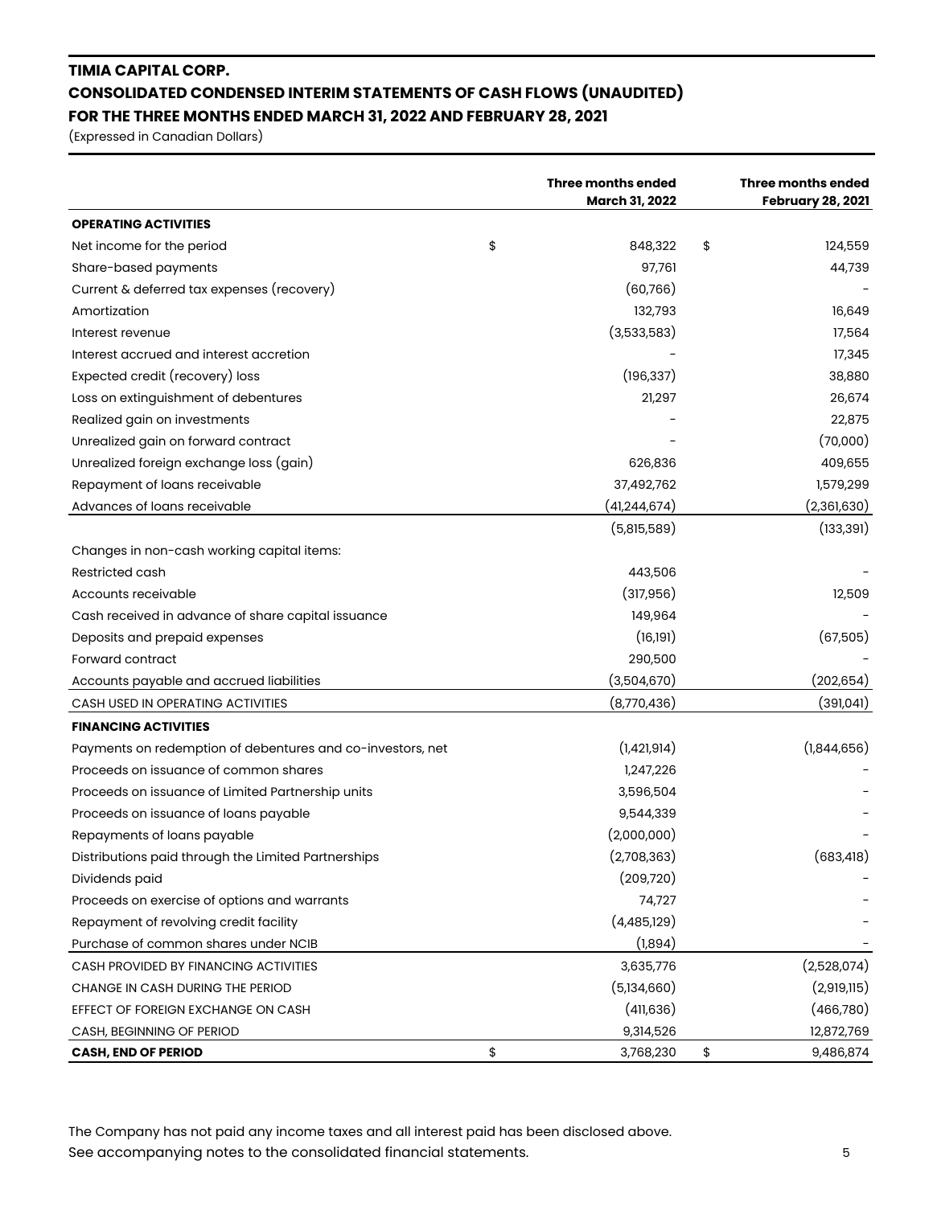# TIMIA CAPITAL CORP.

## CONSOLIDATED CONDENSED INTERIM STATEMENTS OF CASH FLOWS (UNAUDITED)

## FOR THE THREE MONTHS ENDED MARCH 31, 2022 AND FEBRUARY 28, 2021

(Expressed in Canadian Dollars)

| | Three months ended March 31, 2022 | Three months ended February 28, 2021 |
|---|---|---|
| **OPERATING ACTIVITIES** | | |
| Net income for the period | $ 848,322 | $ 124,559 |
| Share-based payments | 97,761 | 44,739 |
| Current & deferred tax expenses (recovery) | (60,766) | - |
| Amortization | 132,793 | 16,649 |
| Interest revenue | (3,533,583) | 17,564 |
| Interest accrued and interest accretion | - | 17,345 |
| Expected credit (recovery) loss | (196,337) | 38,880 |
| Loss on extinguishment of debentures | 21,297 | 26,674 |
| Realized gain on investments | - | 22,875 |
| Unrealized gain on forward contract | - | (70,000) |
| Unrealized foreign exchange loss (gain) | 626,836 | 409,655 |
| Repayment of loans receivable | 37,492,762 | 1,579,299 |
| Advances of loans receivable | (41,244,674) | (2,361,630) |
| | (5,815,589) | (133,391) |
| Changes in non-cash working capital items: | | |
| Restricted cash | 443,506 | - |
| Accounts receivable | (317,956) | 12,509 |
| Cash received in advance of share capital issuance | 149,964 | - |
| Deposits and prepaid expenses | (16,191) | (67,505) |
| Forward contract | 290,500 | - |
| Accounts payable and accrued liabilities | (3,504,670) | (202,654) |
| CASH USED IN OPERATING ACTIVITIES | (8,770,436) | (391,041) |
| **FINANCING ACTIVITIES** | | |
| Payments on redemption of debentures and co-investors, net | (1,421,914) | (1,844,656) |
| Proceeds on issuance of common shares | 1,247,226 | - |
| Proceeds on issuance of Limited Partnership units | 3,596,504 | - |
| Proceeds on issuance of loans payable | 9,544,339 | - |
| Repayments of loans payable | (2,000,000) | - |
| Distributions paid through the Limited Partnerships | (2,708,363) | (683,418) |
| Dividends paid | (209,720) | - |
| Proceeds on exercise of options and warrants | 74,727 | - |
| Repayment of revolving credit facility | (4,485,129) | - |
| Purchase of common shares under NCIB | (1,894) | - |
| CASH PROVIDED BY FINANCING ACTIVITIES | 3,635,776 | (2,528,074) |
| CHANGE IN CASH DURING THE PERIOD | (5,134,660) | (2,919,115) |
| EFFECT OF FOREIGN EXCHANGE ON CASH | (411,636) | (466,780) |
| CASH, BEGINNING OF PERIOD | 9,314,526 | 12,872,769 |
| **CASH, END OF PERIOD** | $ 3,768,230 | $ 9,486,874 |

The Company has not paid any income taxes and all interest paid has been disclosed above.

See accompanying notes to the consolidated financial statements.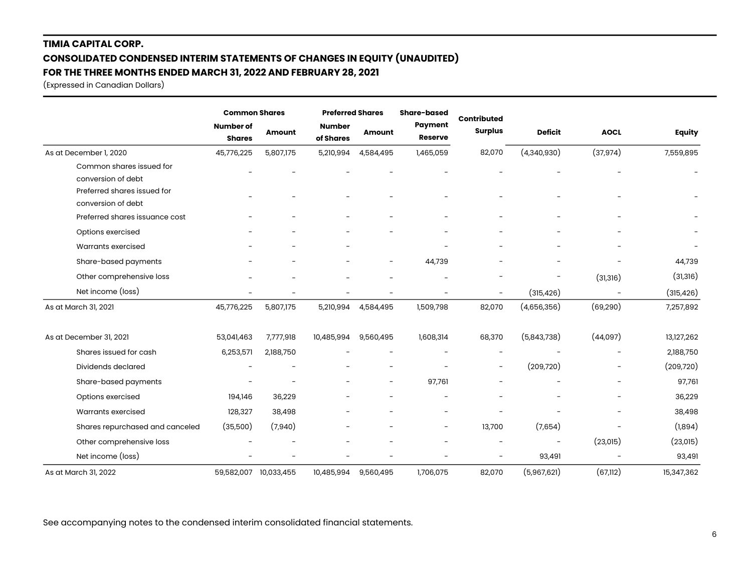**TIMIA CAPITAL CORP.**

**CONSOLIDATED CONDENSED INTERIM STATEMENTS OF CHANGES IN EQUITY (UNAUDITED)**

**FOR THE THREE MONTHS ENDED MARCH 31, 2022 AND FEBRUARY 28, 2021**

(Expressed in Canadian Dollars)

| | Common Shares | | Preferred Shares | | Share-based | Contributed | | | |
|---|---|---|---|---|---|---|---|---|---|
| | Number of Shares | Amount | Number of Shares | Amount | Payment Reserve | Surplus | Deficit | AOCL | Equity |
| As at December 1, 2020 | 45,776,225 | 5,807,175 | 5,210,994 | 4,584,495 | 1,465,059 | 82,070 | (4,340,930) | (37,974) | 7,559,895 |
| Common shares issued for conversion of debt | - | - | - | - | - | - | - | - | - |
| Preferred shares issued for conversion of debt | - | - | - | - | - | - | - | - | - |
| Preferred shares issuance cost | - | - | - | - | - | - | - | - | - |
| Options exercised | - | - | - | - | - | - | - | - | - |
| Warrants exercised | - | - | - | | - | - | - | - | - |
| Share-based payments | - | - | - | - | 44,739 | - | - | - | 44,739 |
| Other comprehensive loss | - | - | - | - | - | - | - | (31,316) | (31,316) |
| Net income (loss) | - | - | - | - | - | - | (315,426) | - | (315,426) |
| As at March 31, 2021 | 45,776,225 | 5,807,175 | 5,210,994 | 4,584,495 | 1,509,798 | 82,070 | (4,656,356) | (69,290) | 7,257,892 |
| | | | | | | | | | |
| As at December 31, 2021 | 53,041,463 | 7,777,918 | 10,485,994 | 9,560,495 | 1,608,314 | 68,370 | (5,843,738) | (44,097) | 13,127,262 |
| Shares issued for cash | 6,253,571 | 2,188,750 | - | - | - | - | - | - | 2,188,750 |
| Dividends declared | - | - | - | - | - | - | (209,720) | - | (209,720) |
| Share-based payments | - | - | - | - | 97,761 | - | - | - | 97,761 |
| Options exercised | 194,146 | 36,229 | - | - | - | - | - | - | 36,229 |
| Warrants exercised | 128,327 | 38,498 | - | - | - | - | - | - | 38,498 |
| Shares repurchased and canceled | (35,500) | (7,940) | - | - | - | 13,700 | (7,654) | - | (1,894) |
| Other comprehensive loss | - | - | - | - | - | - | - | (23,015) | (23,015) |
| Net income (loss) | - | - | - | - | - | - | 93,491 | - | 93,491 |
| As at March 31, 2022 | 59,582,007 | 10,033,455 | 10,485,994 | 9,560,495 | 1,706,075 | 82,070 | (5,967,621) | (67,112) | 15,347,362 |

See accompanying notes to the condensed interim consolidated financial statements.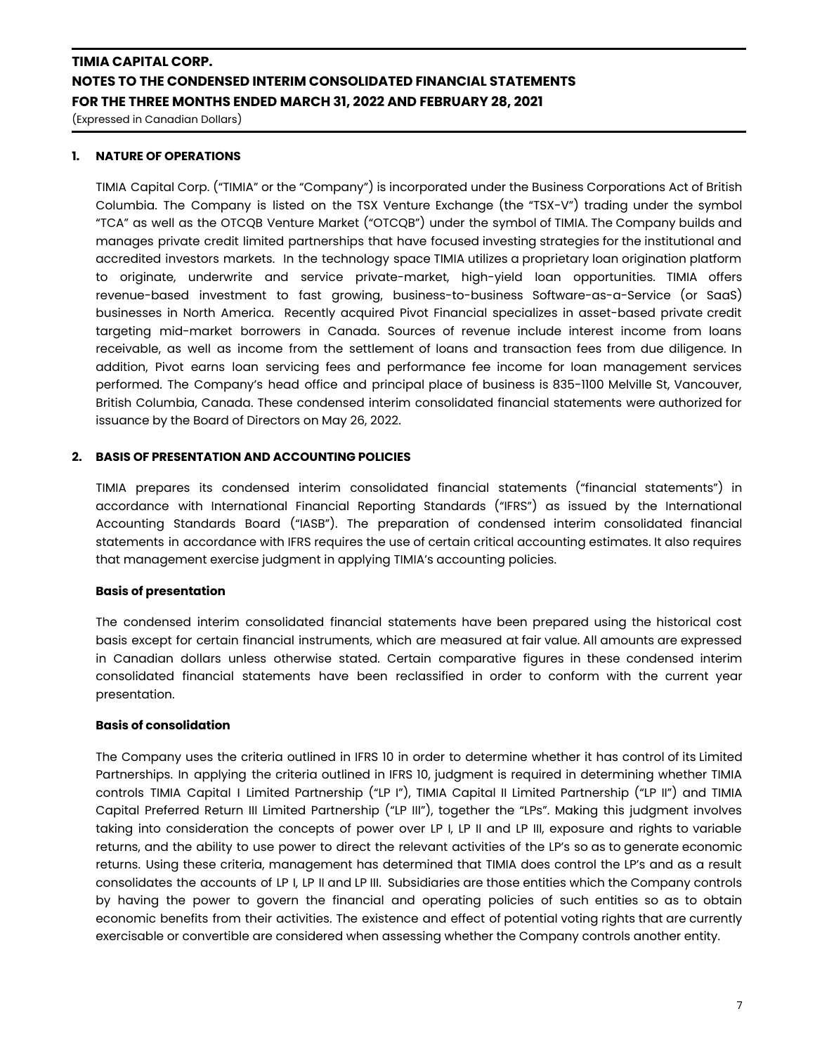## 1. NATURE OF OPERATIONS

TIMIA Capital Corp. ("TIMIA" or the "Company") is incorporated under the Business Corporations Act of British Columbia. The Company is listed on the TSX Venture Exchange (the "TSX-V") trading under the symbol "TCA" as well as the OTCQB Venture Market ("OTCQB") under the symbol of TIMIA. The Company builds and manages private credit limited partnerships that have focused investing strategies for the institutional and accredited investors markets. In the technology space TIMIA utilizes a proprietary loan origination platform to originate, underwrite and service private-market, high-yield loan opportunities. TIMIA offers revenue-based investment to fast growing, business-to-business Software-as-a-Service (or SaaS) businesses in North America. Recently acquired Pivot Financial specializes in asset-based private credit targeting mid-market borrowers in Canada. Sources of revenue include interest income from loans receivable, as well as income from the settlement of loans and transaction fees from due diligence. In addition, Pivot earns loan servicing fees and performance fee income for loan management services performed. The Company's head office and principal place of business is 835-1100 Melville St, Vancouver, British Columbia, Canada. These condensed interim consolidated financial statements were authorized for issuance by the Board of Directors on May 26, 2022.

## 2. BASIS OF PRESENTATION AND ACCOUNTING POLICIES

TIMIA prepares its condensed interim consolidated financial statements ("financial statements") in accordance with International Financial Reporting Standards ("IFRS") as issued by the International Accounting Standards Board ("IASB"). The preparation of condensed interim consolidated financial statements in accordance with IFRS requires the use of certain critical accounting estimates. It also requires that management exercise judgment in applying TIMIA's accounting policies.

### Basis of presentation

The condensed interim consolidated financial statements have been prepared using the historical cost basis except for certain financial instruments, which are measured at fair value. All amounts are expressed in Canadian dollars unless otherwise stated. Certain comparative figures in these condensed interim consolidated financial statements have been reclassified in order to conform with the current year presentation.

### Basis of consolidation

The Company uses the criteria outlined in IFRS 10 in order to determine whether it has control of its Limited Partnerships. In applying the criteria outlined in IFRS 10, judgment is required in determining whether TIMIA controls TIMIA Capital I Limited Partnership ("LP I"), TIMIA Capital II Limited Partnership ("LP II") and TIMIA Capital Preferred Return III Limited Partnership ("LP III"), together the "LPs". Making this judgment involves taking into consideration the concepts of power over LP I, LP II and LP III, exposure and rights to variable returns, and the ability to use power to direct the relevant activities of the LP's so as to generate economic returns. Using these criteria, management has determined that TIMIA does control the LP's and as a result consolidates the accounts of LP I, LP II and LP III. Subsidiaries are those entities which the Company controls by having the power to govern the financial and operating policies of such entities so as to obtain economic benefits from their activities. The existence and effect of potential voting rights that are currently exercisable or convertible are considered when assessing whether the Company controls another entity.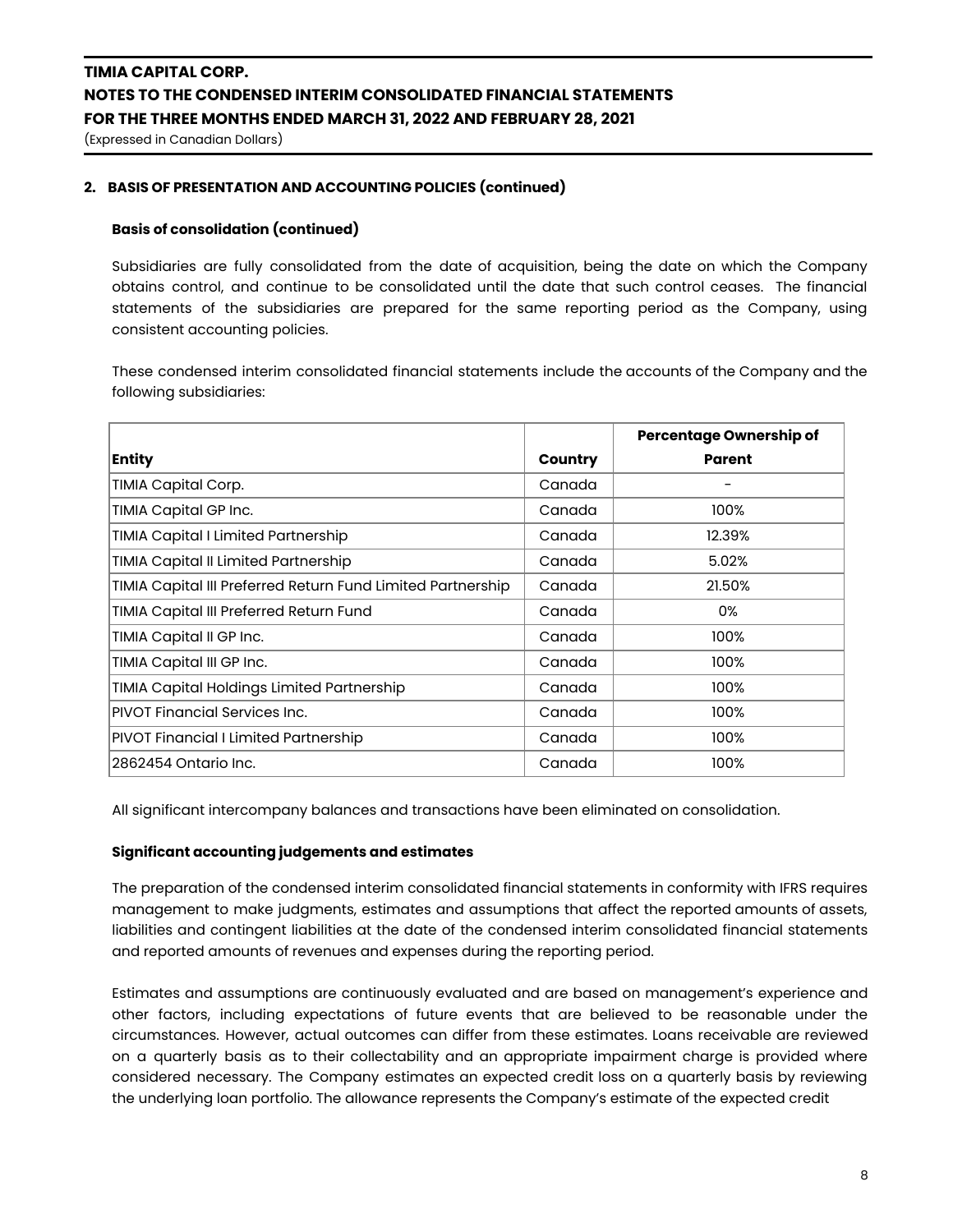## 2. BASIS OF PRESENTATION AND ACCOUNTING POLICIES (continued)

### Basis of consolidation (continued)

Subsidiaries are fully consolidated from the date of acquisition, being the date on which the Company obtains control, and continue to be consolidated until the date that such control ceases. The financial statements of the subsidiaries are prepared for the same reporting period as the Company, using consistent accounting policies.

These condensed interim consolidated financial statements include the accounts of the Company and the following subsidiaries:

| Entity | Country | Percentage Ownership of Parent |
|---|---|---|
| TIMIA Capital Corp. | Canada | - |
| TIMIA Capital GP Inc. | Canada | 100% |
| TIMIA Capital I Limited Partnership | Canada | 12.39% |
| TIMIA Capital II Limited Partnership | Canada | 5.02% |
| TIMIA Capital III Preferred Return Fund Limited Partnership | Canada | 21.50% |
| TIMIA Capital III Preferred Return Fund | Canada | 0% |
| TIMIA Capital II GP Inc. | Canada | 100% |
| TIMIA Capital III GP Inc. | Canada | 100% |
| TIMIA Capital Holdings Limited Partnership | Canada | 100% |
| PIVOT Financial Services Inc. | Canada | 100% |
| PIVOT Financial I Limited Partnership | Canada | 100% |
| 2862454 Ontario Inc. | Canada | 100% |

All significant intercompany balances and transactions have been eliminated on consolidation.

### Significant accounting judgements and estimates

The preparation of the condensed interim consolidated financial statements in conformity with IFRS requires management to make judgments, estimates and assumptions that affect the reported amounts of assets, liabilities and contingent liabilities at the date of the condensed interim consolidated financial statements and reported amounts of revenues and expenses during the reporting period.

Estimates and assumptions are continuously evaluated and are based on management's experience and other factors, including expectations of future events that are believed to be reasonable under the circumstances. However, actual outcomes can differ from these estimates. Loans receivable are reviewed on a quarterly basis as to their collectability and an appropriate impairment charge is provided where considered necessary. The Company estimates an expected credit loss on a quarterly basis by reviewing the underlying loan portfolio. The allowance represents the Company's estimate of the expected credit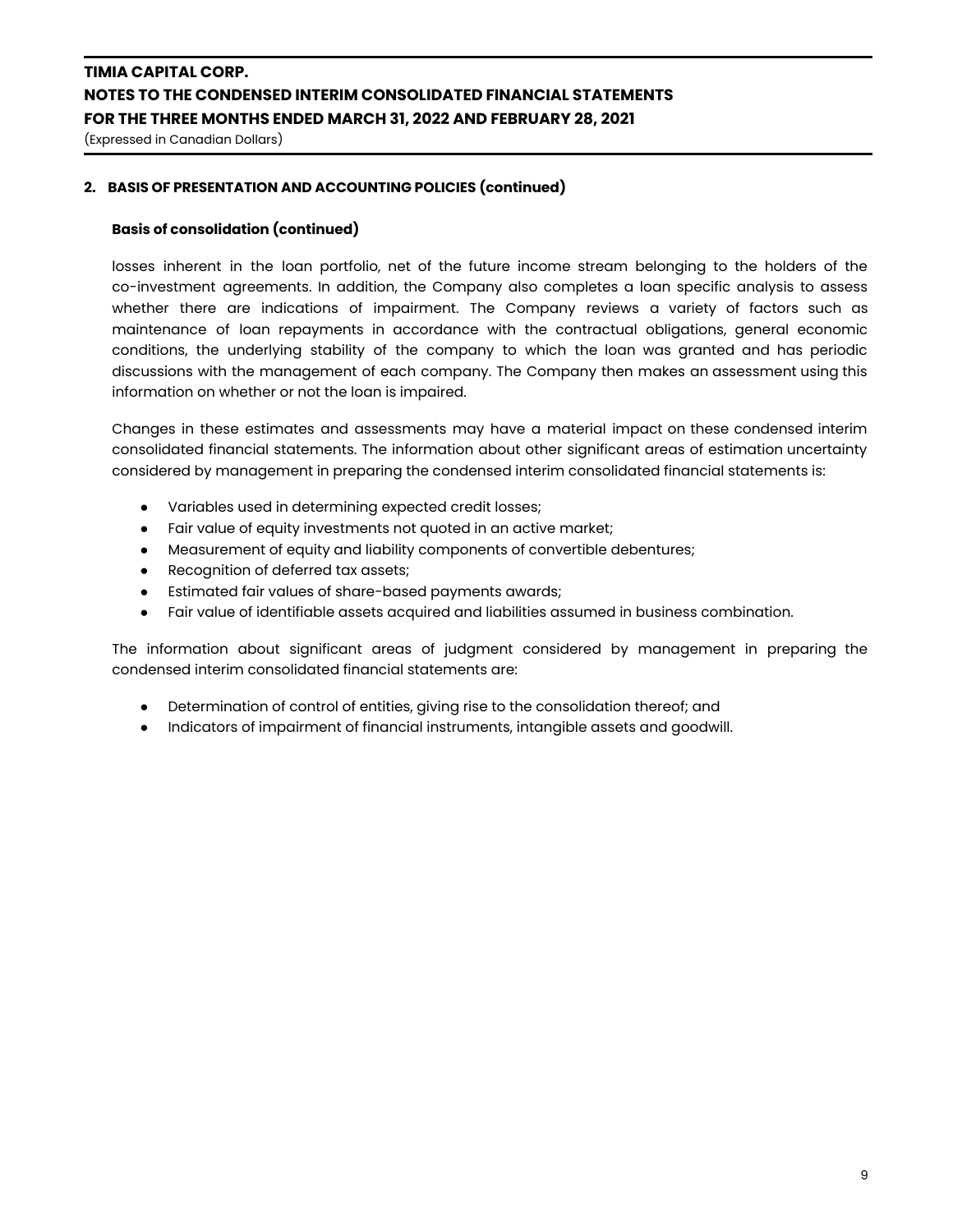## 2. BASIS OF PRESENTATION AND ACCOUNTING POLICIES (continued)

### Basis of consolidation (continued)

losses inherent in the loan portfolio, net of the future income stream belonging to the holders of the co-investment agreements. In addition, the Company also completes a loan specific analysis to assess whether there are indications of impairment. The Company reviews a variety of factors such as maintenance of loan repayments in accordance with the contractual obligations, general economic conditions, the underlying stability of the company to which the loan was granted and has periodic discussions with the management of each company. The Company then makes an assessment using this information on whether or not the loan is impaired.

Changes in these estimates and assessments may have a material impact on these condensed interim consolidated financial statements. The information about other significant areas of estimation uncertainty considered by management in preparing the condensed interim consolidated financial statements is:

- Variables used in determining expected credit losses;
- Fair value of equity investments not quoted in an active market;
- Measurement of equity and liability components of convertible debentures;
- Recognition of deferred tax assets;
- Estimated fair values of share-based payments awards;
- Fair value of identifiable assets acquired and liabilities assumed in business combination.

The information about significant areas of judgment considered by management in preparing the condensed interim consolidated financial statements are:

- Determination of control of entities, giving rise to the consolidation thereof; and
- Indicators of impairment of financial instruments, intangible assets and goodwill.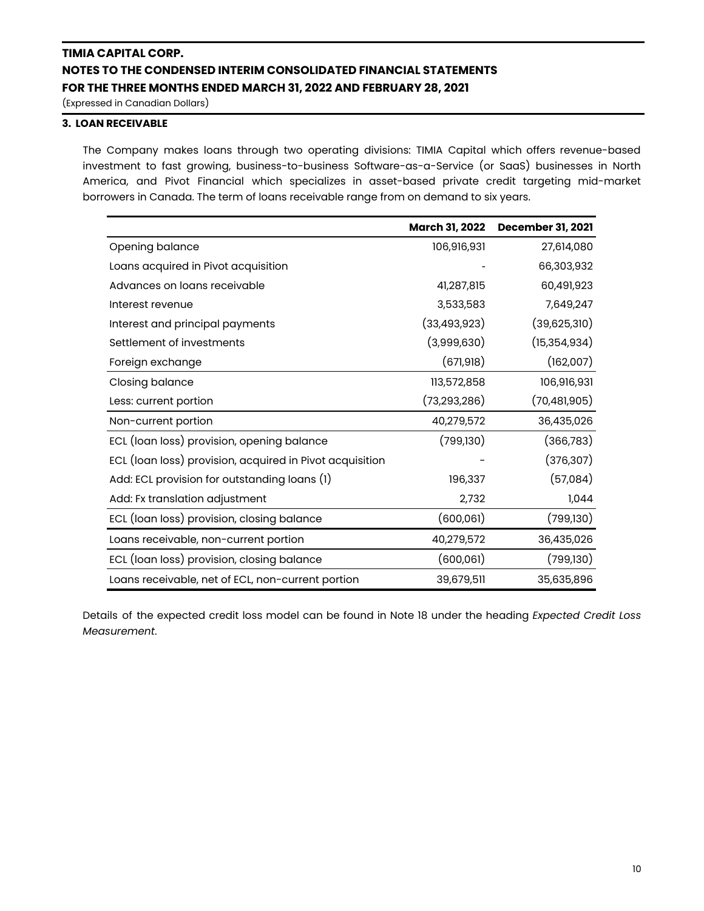# TIMIA CAPITAL CORP.
## NOTES TO THE CONDENSED INTERIM CONSOLIDATED FINANCIAL STATEMENTS
## FOR THE THREE MONTHS ENDED MARCH 31, 2022 AND FEBRUARY 28, 2021

(Expressed in Canadian Dollars)

### 3. LOAN RECEIVABLE

The Company makes loans through two operating divisions: TIMIA Capital which offers revenue-based investment to fast growing, business-to-business Software-as-a-Service (or SaaS) businesses in North America, and Pivot Financial which specializes in asset-based private credit targeting mid-market borrowers in Canada. The term of loans receivable range from on demand to six years.

| | March 31, 2022 | December 31, 2021 |
|---|---|---|
| Opening balance | 106,916,931 | 27,614,080 |
| Loans acquired in Pivot acquisition | - | 66,303,932 |
| Advances on loans receivable | 41,287,815 | 60,491,923 |
| Interest revenue | 3,533,583 | 7,649,247 |
| Interest and principal payments | (33,493,923) | (39,625,310) |
| Settlement of investments | (3,999,630) | (15,354,934) |
| Foreign exchange | (671,918) | (162,007) |
| Closing balance | 113,572,858 | 106,916,931 |
| Less: current portion | (73,293,286) | (70,481,905) |
| Non-current portion | 40,279,572 | 36,435,026 |
| ECL (loan loss) provision, opening balance | (799,130) | (366,783) |
| ECL (loan loss) provision, acquired in Pivot acquisition | - | (376,307) |
| Add: ECL provision for outstanding loans (1) | 196,337 | (57,084) |
| Add: Fx translation adjustment | 2,732 | 1,044 |
| ECL (loan loss) provision, closing balance | (600,061) | (799,130) |
| Loans receivable, non-current portion | 40,279,572 | 36,435,026 |
| ECL (loan loss) provision, closing balance | (600,061) | (799,130) |
| Loans receivable, net of ECL, non-current portion | 39,679,511 | 35,635,896 |

Details of the expected credit loss model can be found in Note 18 under the heading *Expected Credit Loss Measurement*.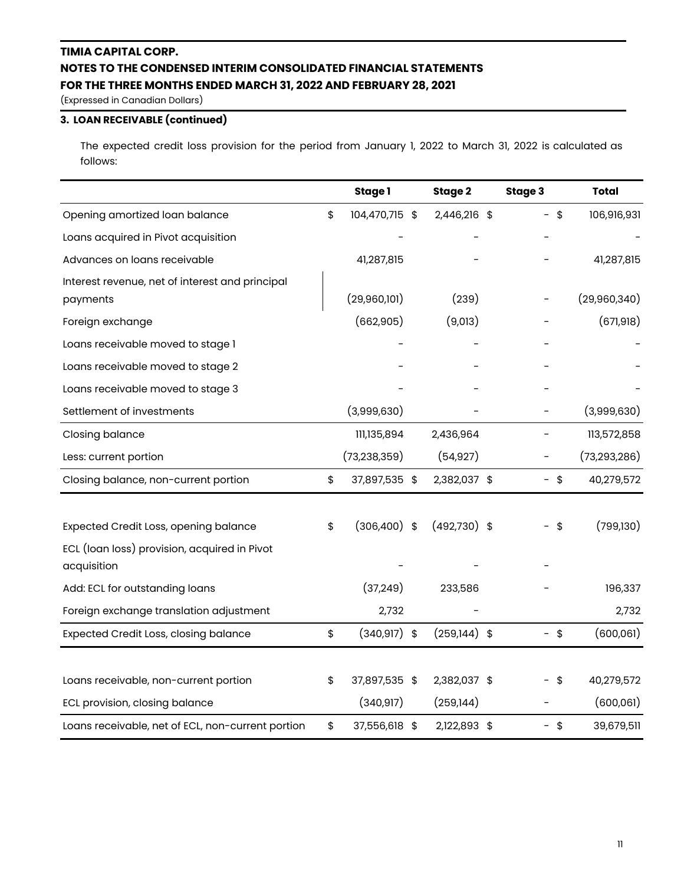**TIMIA CAPITAL CORP.**
**NOTES TO THE CONDENSED INTERIM CONSOLIDATED FINANCIAL STATEMENTS**
**FOR THE THREE MONTHS ENDED MARCH 31, 2022 AND FEBRUARY 28, 2021**
(Expressed in Canadian Dollars)

**3. LOAN RECEIVABLE (continued)**

The expected credit loss provision for the period from January 1, 2022 to March 31, 2022 is calculated as follows:

| | Stage 1 | Stage 2 | Stage 3 | Total |
|---|---|---|---|---|
| Opening amortized loan balance | $ 104,470,715 | $ 2,446,216 | $ - | $ 106,916,931 |
| Loans acquired in Pivot acquisition | - | - | - | - |
| Advances on loans receivable | 41,287,815 | - | - | 41,287,815 |
| Interest revenue, net of interest and principal payments | (29,960,101) | (239) | - | (29,960,340) |
| Foreign exchange | (662,905) | (9,013) | - | (671,918) |
| Loans receivable moved to stage 1 | - | - | - | - |
| Loans receivable moved to stage 2 | - | - | - | - |
| Loans receivable moved to stage 3 | - | - | - | - |
| Settlement of investments | (3,999,630) | - | - | (3,999,630) |
| Closing balance | 111,135,894 | 2,436,964 | - | 113,572,858 |
| Less: current portion | (73,238,359) | (54,927) | - | (73,293,286) |
| Closing balance, non-current portion | $ 37,897,535 | $ 2,382,037 | $ - | $ 40,279,572 |
| | | | | |
| Expected Credit Loss, opening balance | $ (306,400) | $ (492,730) | $ - | $ (799,130) |
| ECL (loan loss) provision, acquired in Pivot acquisition | - | - | - | |
| Add: ECL for outstanding loans | (37,249) | 233,586 | - | 196,337 |
| Foreign exchange translation adjustment | 2,732 | - | | 2,732 |
| Expected Credit Loss, closing balance | $ (340,917) | $ (259,144) | $ - | $ (600,061) |
| | | | | |
| Loans receivable, non-current portion | $ 37,897,535 | $ 2,382,037 | $ - | $ 40,279,572 |
| ECL provision, closing balance | (340,917) | (259,144) | - | (600,061) |
| Loans receivable, net of ECL, non-current portion | $ 37,556,618 | $ 2,122,893 | $ - | $ 39,679,511 |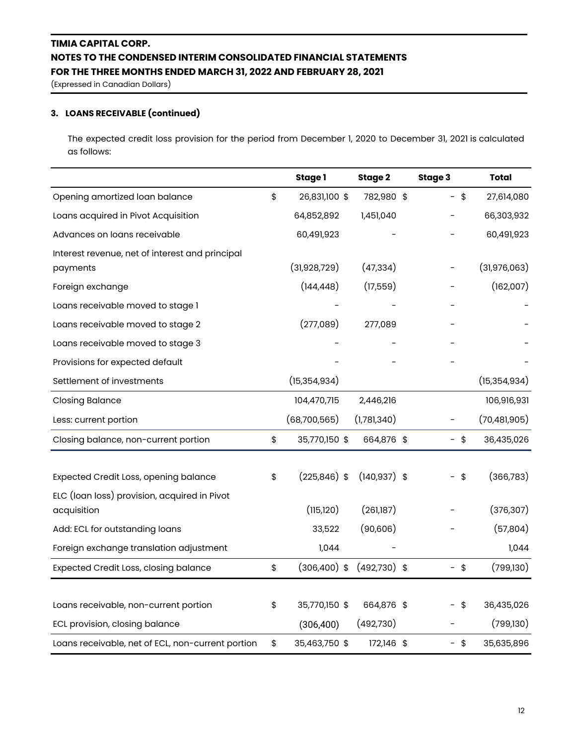**TIMIA CAPITAL CORP.**
**NOTES TO THE CONDENSED INTERIM CONSOLIDATED FINANCIAL STATEMENTS**
**FOR THE THREE MONTHS ENDED MARCH 31, 2022 AND FEBRUARY 28, 2021**
(Expressed in Canadian Dollars)

### 3. LOANS RECEIVABLE (continued)

The expected credit loss provision for the period from December 1, 2020 to December 31, 2021 is calculated as follows:

| | Stage 1 | Stage 2 | Stage 3 | Total |
|---|---|---|---|---|
| Opening amortized loan balance | $ 26,831,100 | $ 782,980 | $ - | $ 27,614,080 |
| Loans acquired in Pivot Acquisition | 64,852,892 | 1,451,040 | - | 66,303,932 |
| Advances on loans receivable | 60,491,923 | - | - | 60,491,923 |
| Interest revenue, net of interest and principal payments | (31,928,729) | (47,334) | - | (31,976,063) |
| Foreign exchange | (144,448) | (17,559) | - | (162,007) |
| Loans receivable moved to stage 1 | - | - | - | - |
| Loans receivable moved to stage 2 | (277,089) | 277,089 | - | - |
| Loans receivable moved to stage 3 | - | - | - | - |
| Provisions for expected default | - | - | - | - |
| Settlement of investments | (15,354,934) | | | (15,354,934) |
| Closing Balance | 104,470,715 | 2,446,216 | | 106,916,931 |
| Less: current portion | (68,700,565) | (1,781,340) | - | (70,481,905) |
| Closing balance, non-current portion | $ 35,770,150 | $ 664,876 | $ - | $ 36,435,026 |
| | | | | |
| Expected Credit Loss, opening balance | $ (225,846) | $ (140,937) | $ - | $ (366,783) |
| ELC (loan loss) provision, acquired in Pivot acquisition | (115,120) | (261,187) | - | (376,307) |
| Add: ECL for outstanding loans | 33,522 | (90,606) | - | (57,804) |
| Foreign exchange translation adjustment | 1,044 | - | | 1,044 |
| Expected Credit Loss, closing balance | $ (306,400) | $ (492,730) | $ - | $ (799,130) |
| | | | | |
| Loans receivable, non-current portion | $ 35,770,150 | $ 664,876 | $ - | $ 36,435,026 |
| ECL provision, closing balance | (306,400) | (492,730) | - | (799,130) |
| Loans receivable, net of ECL, non-current portion | $ 35,463,750 | $ 172,146 | $ - | $ 35,635,896 |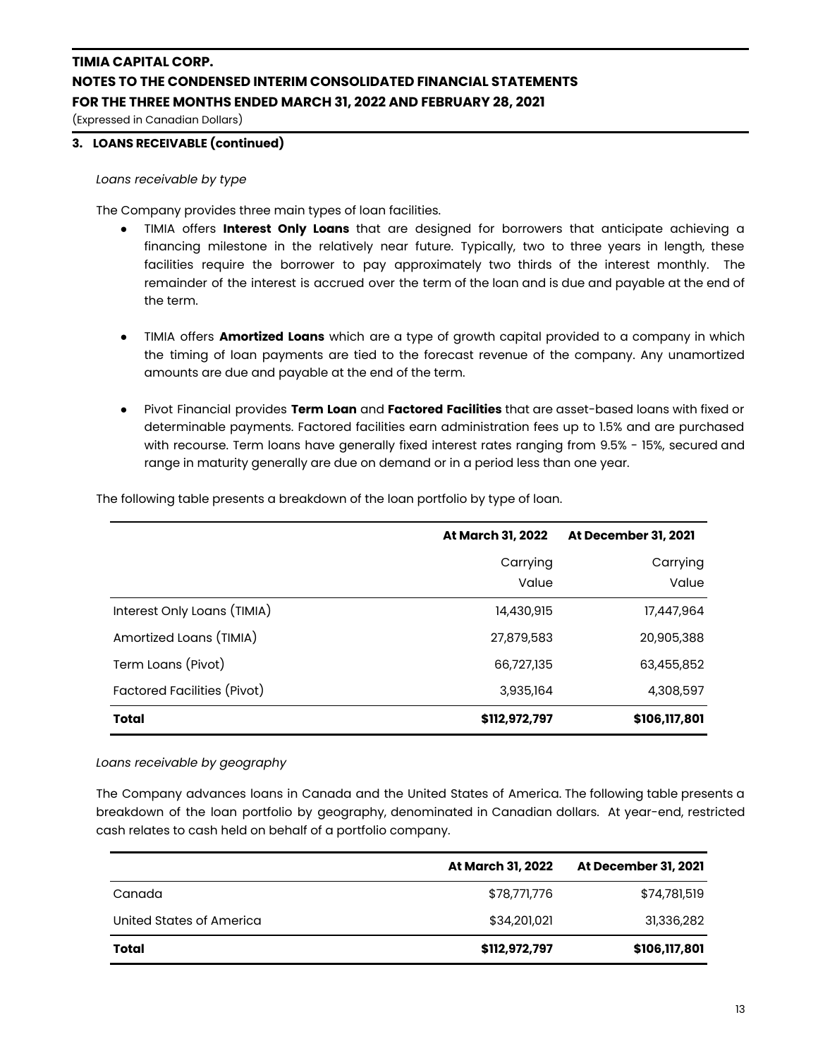**3. LOANS RECEIVABLE (continued)**

*Loans receivable by type*

The Company provides three main types of loan facilities.

- TIMIA offers **Interest Only Loans** that are designed for borrowers that anticipate achieving a financing milestone in the relatively near future. Typically, two to three years in length, these facilities require the borrower to pay approximately two thirds of the interest monthly. The remainder of the interest is accrued over the term of the loan and is due and payable at the end of the term.

- TIMIA offers **Amortized Loans** which are a type of growth capital provided to a company in which the timing of loan payments are tied to the forecast revenue of the company. Any unamortized amounts are due and payable at the end of the term.

- Pivot Financial provides **Term Loan** and **Factored Facilities** that are asset-based loans with fixed or determinable payments. Factored facilities earn administration fees up to 1.5% and are purchased with recourse. Term loans have generally fixed interest rates ranging from 9.5% - 15%, secured and range in maturity generally are due on demand or in a period less than one year.

The following table presents a breakdown of the loan portfolio by type of loan.

| | **At March 31, 2022** | **At December 31, 2021** |
|---|---|---|
| | Carrying Value | Carrying Value |
| Interest Only Loans (TIMIA) | 14,430,915 | 17,447,964 |
| Amortized Loans (TIMIA) | 27,879,583 | 20,905,388 |
| Term Loans (Pivot) | 66,727,135 | 63,455,852 |
| Factored Facilities (Pivot) | 3,935,164 | 4,308,597 |
| **Total** | **$112,972,797** | **$106,117,801** |

*Loans receivable by geography*

The Company advances loans in Canada and the United States of America. The following table presents a breakdown of the loan portfolio by geography, denominated in Canadian dollars. At year-end, restricted cash relates to cash held on behalf of a portfolio company.

| | **At March 31, 2022** | **At December 31, 2021** |
|---|---|---|
| Canada | $78,771,776 | $74,781,519 |
| United States of America | $34,201,021 | 31,336,282 |
| **Total** | **$112,972,797** | **$106,117,801** |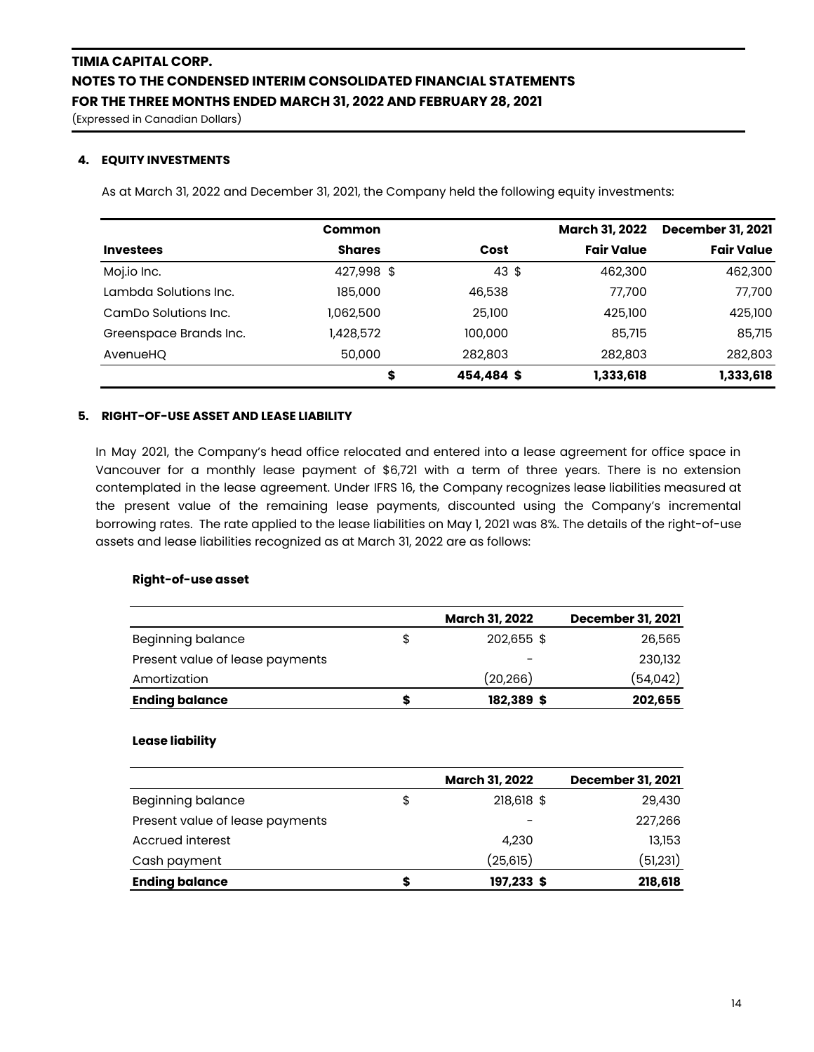## 4. EQUITY INVESTMENTS

As at March 31, 2022 and December 31, 2021, the Company held the following equity investments:

| Investees | Common Shares | Cost | March 31, 2022 Fair Value | December 31, 2021 Fair Value |
|---|---|---|---|---|
| Moj.io Inc. | 427,998 | $ 43 | $ 462,300 | 462,300 |
| Lambda Solutions Inc. | 185,000 | 46,538 | 77,700 | 77,700 |
| CamDo Solutions Inc. | 1,062,500 | 25,100 | 425,100 | 425,100 |
| Greenspace Brands Inc. | 1,428,572 | 100,000 | 85,715 | 85,715 |
| AvenueHQ | 50,000 | 282,803 | 282,803 | 282,803 |
| | | **$ 454,484** | **$ 1,333,618** | **1,333,618** |

## 5. RIGHT-OF-USE ASSET AND LEASE LIABILITY

In May 2021, the Company's head office relocated and entered into a lease agreement for office space in Vancouver for a monthly lease payment of $6,721 with a term of three years. There is no extension contemplated in the lease agreement. Under IFRS 16, the Company recognizes lease liabilities measured at the present value of the remaining lease payments, discounted using the Company's incremental borrowing rates. The rate applied to the lease liabilities on May 1, 2021 was 8%. The details of the right-of-use assets and lease liabilities recognized as at March 31, 2022 are as follows:

**Right-of-use asset**

| | March 31, 2022 | December 31, 2021 |
|---|---|---|
| Beginning balance | $ 202,655 | $ 26,565 |
| Present value of lease payments | - | 230,132 |
| Amortization | (20,266) | (54,042) |
| **Ending balance** | **$ 182,389** | **$ 202,655** |

**Lease liability**

| | March 31, 2022 | December 31, 2021 |
|---|---|---|
| Beginning balance | $ 218,618 | $ 29,430 |
| Present value of lease payments | - | 227,266 |
| Accrued interest | 4,230 | 13,153 |
| Cash payment | (25,615) | (51,231) |
| **Ending balance** | **$ 197,233** | **$ 218,618** |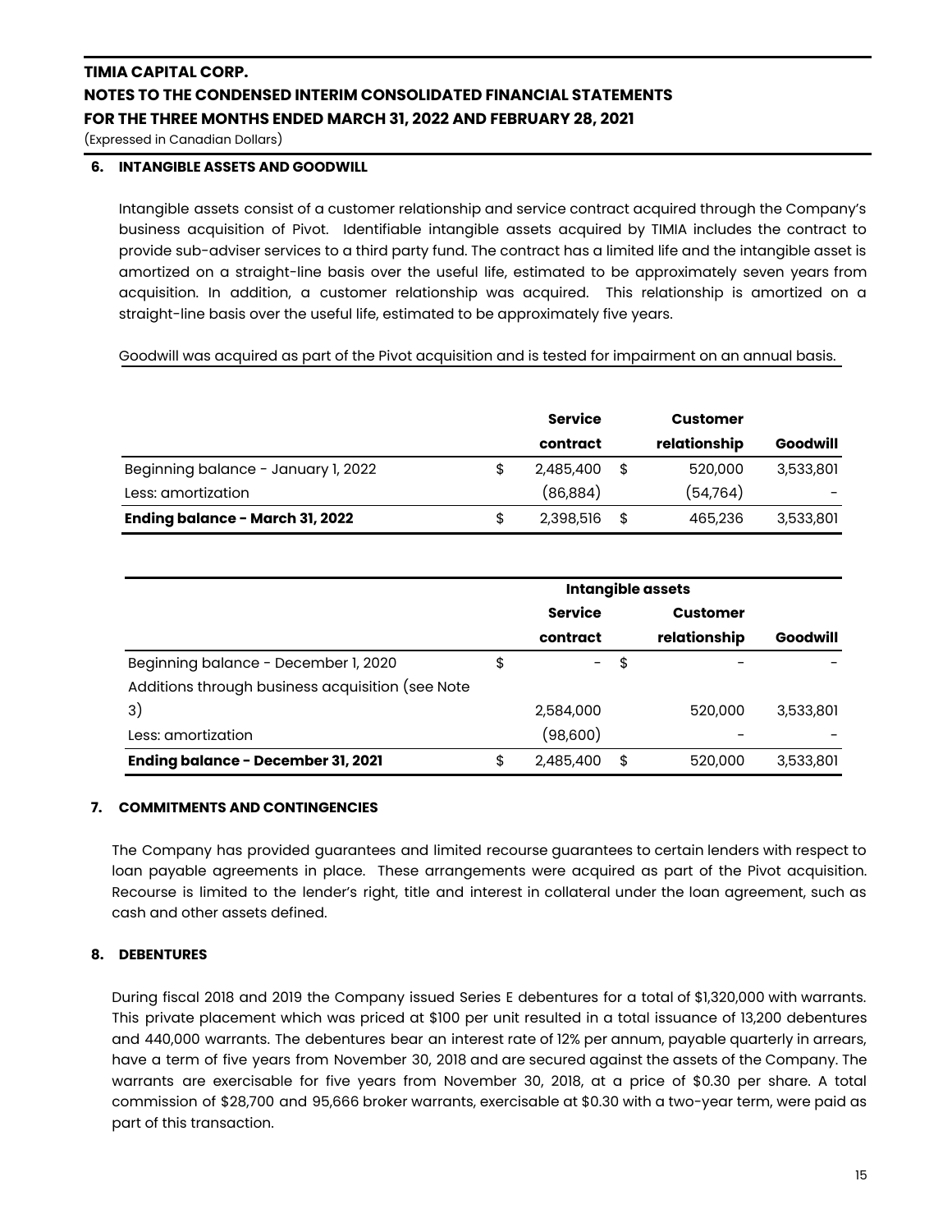# TIMIA CAPITAL CORP.
## NOTES TO THE CONDENSED INTERIM CONSOLIDATED FINANCIAL STATEMENTS
## FOR THE THREE MONTHS ENDED MARCH 31, 2022 AND FEBRUARY 28, 2021
(Expressed in Canadian Dollars)

### 6. INTANGIBLE ASSETS AND GOODWILL

Intangible assets consist of a customer relationship and service contract acquired through the Company's business acquisition of Pivot. Identifiable intangible assets acquired by TIMIA includes the contract to provide sub-adviser services to a third party fund. The contract has a limited life and the intangible asset is amortized on a straight-line basis over the useful life, estimated to be approximately seven years from acquisition. In addition, a customer relationship was acquired. This relationship is amortized on a straight-line basis over the useful life, estimated to be approximately five years.

Goodwill was acquired as part of the Pivot acquisition and is tested for impairment on an annual basis.

| | Service contract | Customer relationship | Goodwill |
|---|---|---|---|
| Beginning balance - January 1, 2022 | $ 2,485,400 | $ 520,000 | 3,533,801 |
| Less: amortization | (86,884) | (54,764) | - |
| **Ending balance - March 31, 2022** | $ 2,398,516 | $ 465,236 | 3,533,801 |

| | Intangible assets | | |
|---|---|---|---|
| | Service contract | Customer relationship | Goodwill |
| Beginning balance - December 1, 2020 | $ - | $ - | - |
| Additions through business acquisition (see Note 3) | 2,584,000 | 520,000 | 3,533,801 |
| Less: amortization | (98,600) | - | - |
| **Ending balance - December 31, 2021** | $ 2,485,400 | $ 520,000 | 3,533,801 |

### 7. COMMITMENTS AND CONTINGENCIES

The Company has provided guarantees and limited recourse guarantees to certain lenders with respect to loan payable agreements in place. These arrangements were acquired as part of the Pivot acquisition. Recourse is limited to the lender's right, title and interest in collateral under the loan agreement, such as cash and other assets defined.

### 8. DEBENTURES

During fiscal 2018 and 2019 the Company issued Series E debentures for a total of $1,320,000 with warrants. This private placement which was priced at $100 per unit resulted in a total issuance of 13,200 debentures and 440,000 warrants. The debentures bear an interest rate of 12% per annum, payable quarterly in arrears, have a term of five years from November 30, 2018 and are secured against the assets of the Company. The warrants are exercisable for five years from November 30, 2018, at a price of $0.30 per share. A total commission of $28,700 and 95,666 broker warrants, exercisable at $0.30 with a two-year term, were paid as part of this transaction.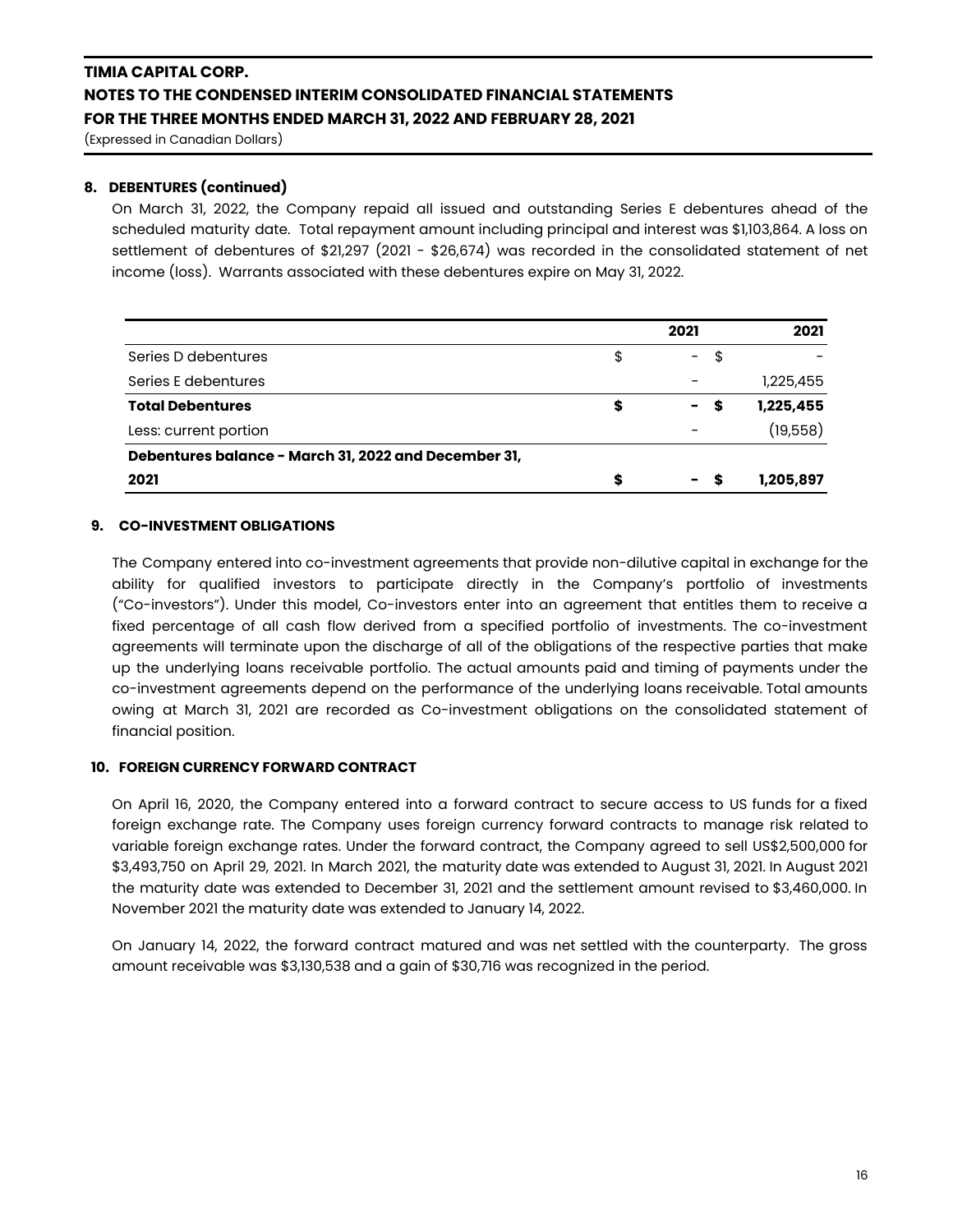**TIMIA CAPITAL CORP.**
**NOTES TO THE CONDENSED INTERIM CONSOLIDATED FINANCIAL STATEMENTS**
**FOR THE THREE MONTHS ENDED MARCH 31, 2022 AND FEBRUARY 28, 2021**
(Expressed in Canadian Dollars)

**8. DEBENTURES (continued)**

On March 31, 2022, the Company repaid all issued and outstanding Series E debentures ahead of the scheduled maturity date. Total repayment amount including principal and interest was $1,103,864. A loss on settlement of debentures of $21,297 (2021 - $26,674) was recorded in the consolidated statement of net income (loss). Warrants associated with these debentures expire on May 31, 2022.

| | 2021 | 2021 |
|---|---|---|
| Series D debentures | $ - | $ - |
| Series E debentures | - | 1,225,455 |
| **Total Debentures** | **$ -** | **$ 1,225,455** |
| Less: current portion | - | (19,558) |
| **Debentures balance - March 31, 2022 and December 31, 2021** | **$ -** | **$ 1,205,897** |

**9. CO-INVESTMENT OBLIGATIONS**

The Company entered into co-investment agreements that provide non-dilutive capital in exchange for the ability for qualified investors to participate directly in the Company's portfolio of investments ("Co-investors"). Under this model, Co-investors enter into an agreement that entitles them to receive a fixed percentage of all cash flow derived from a specified portfolio of investments. The co-investment agreements will terminate upon the discharge of all of the obligations of the respective parties that make up the underlying loans receivable portfolio. The actual amounts paid and timing of payments under the co-investment agreements depend on the performance of the underlying loans receivable. Total amounts owing at March 31, 2021 are recorded as Co-investment obligations on the consolidated statement of financial position.

**10. FOREIGN CURRENCY FORWARD CONTRACT**

On April 16, 2020, the Company entered into a forward contract to secure access to US funds for a fixed foreign exchange rate. The Company uses foreign currency forward contracts to manage risk related to variable foreign exchange rates. Under the forward contract, the Company agreed to sell US$2,500,000 for $3,493,750 on April 29, 2021. In March 2021, the maturity date was extended to August 31, 2021. In August 2021 the maturity date was extended to December 31, 2021 and the settlement amount revised to $3,460,000. In November 2021 the maturity date was extended to January 14, 2022.

On January 14, 2022, the forward contract matured and was net settled with the counterparty. The gross amount receivable was $3,130,538 and a gain of $30,716 was recognized in the period.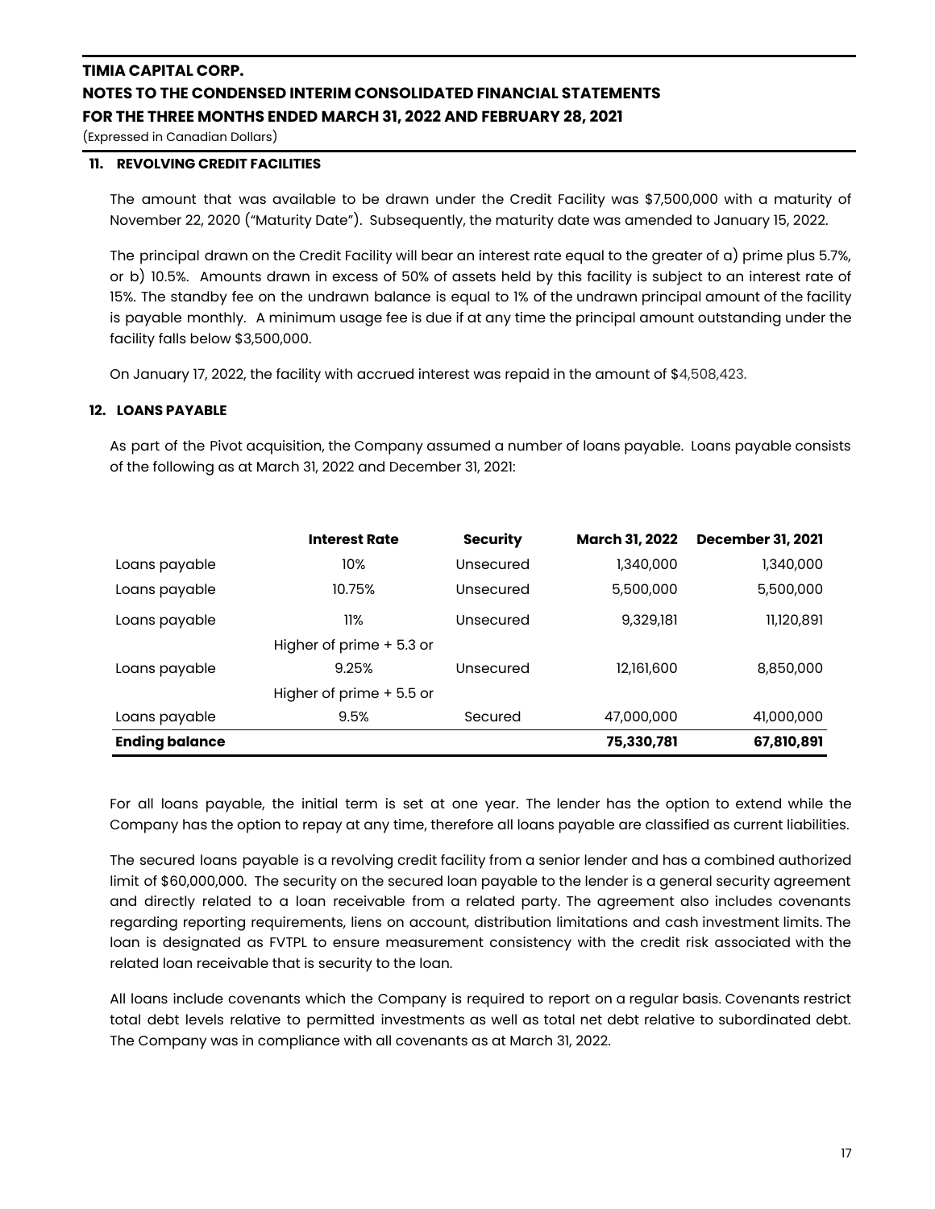# TIMIA CAPITAL CORP.
## NOTES TO THE CONDENSED INTERIM CONSOLIDATED FINANCIAL STATEMENTS
## FOR THE THREE MONTHS ENDED MARCH 31, 2022 AND FEBRUARY 28, 2021

(Expressed in Canadian Dollars)

### 11. REVOLVING CREDIT FACILITIES

The amount that was available to be drawn under the Credit Facility was $7,500,000 with a maturity of November 22, 2020 ("Maturity Date"). Subsequently, the maturity date was amended to January 15, 2022.

The principal drawn on the Credit Facility will bear an interest rate equal to the greater of a) prime plus 5.7%, or b) 10.5%. Amounts drawn in excess of 50% of assets held by this facility is subject to an interest rate of 15%. The standby fee on the undrawn balance is equal to 1% of the undrawn principal amount of the facility is payable monthly. A minimum usage fee is due if at any time the principal amount outstanding under the facility falls below $3,500,000.

On January 17, 2022, the facility with accrued interest was repaid in the amount of $4,508,423.

### 12. LOANS PAYABLE

As part of the Pivot acquisition, the Company assumed a number of loans payable. Loans payable consists of the following as at March 31, 2022 and December 31, 2021:

| | Interest Rate | Security | March 31, 2022 | December 31, 2021 |
|---|---|---|---|---|
| Loans payable | 10% | Unsecured | 1,340,000 | 1,340,000 |
| Loans payable | 10.75% | Unsecured | 5,500,000 | 5,500,000 |
| Loans payable | 11% | Unsecured | 9,329,181 | 11,120,891 |
| Loans payable | Higher of prime + 5.3 or 9.25% | Unsecured | 12,161,600 | 8,850,000 |
| Loans payable | Higher of prime + 5.5 or 9.5% | Secured | 47,000,000 | 41,000,000 |
| **Ending balance** | | | **75,330,781** | **67,810,891** |

For all loans payable, the initial term is set at one year. The lender has the option to extend while the Company has the option to repay at any time, therefore all loans payable are classified as current liabilities.

The secured loans payable is a revolving credit facility from a senior lender and has a combined authorized limit of $60,000,000. The security on the secured loan payable to the lender is a general security agreement and directly related to a loan receivable from a related party. The agreement also includes covenants regarding reporting requirements, liens on account, distribution limitations and cash investment limits. The loan is designated as FVTPL to ensure measurement consistency with the credit risk associated with the related loan receivable that is security to the loan.

All loans include covenants which the Company is required to report on a regular basis. Covenants restrict total debt levels relative to permitted investments as well as total net debt relative to subordinated debt. The Company was in compliance with all covenants as at March 31, 2022.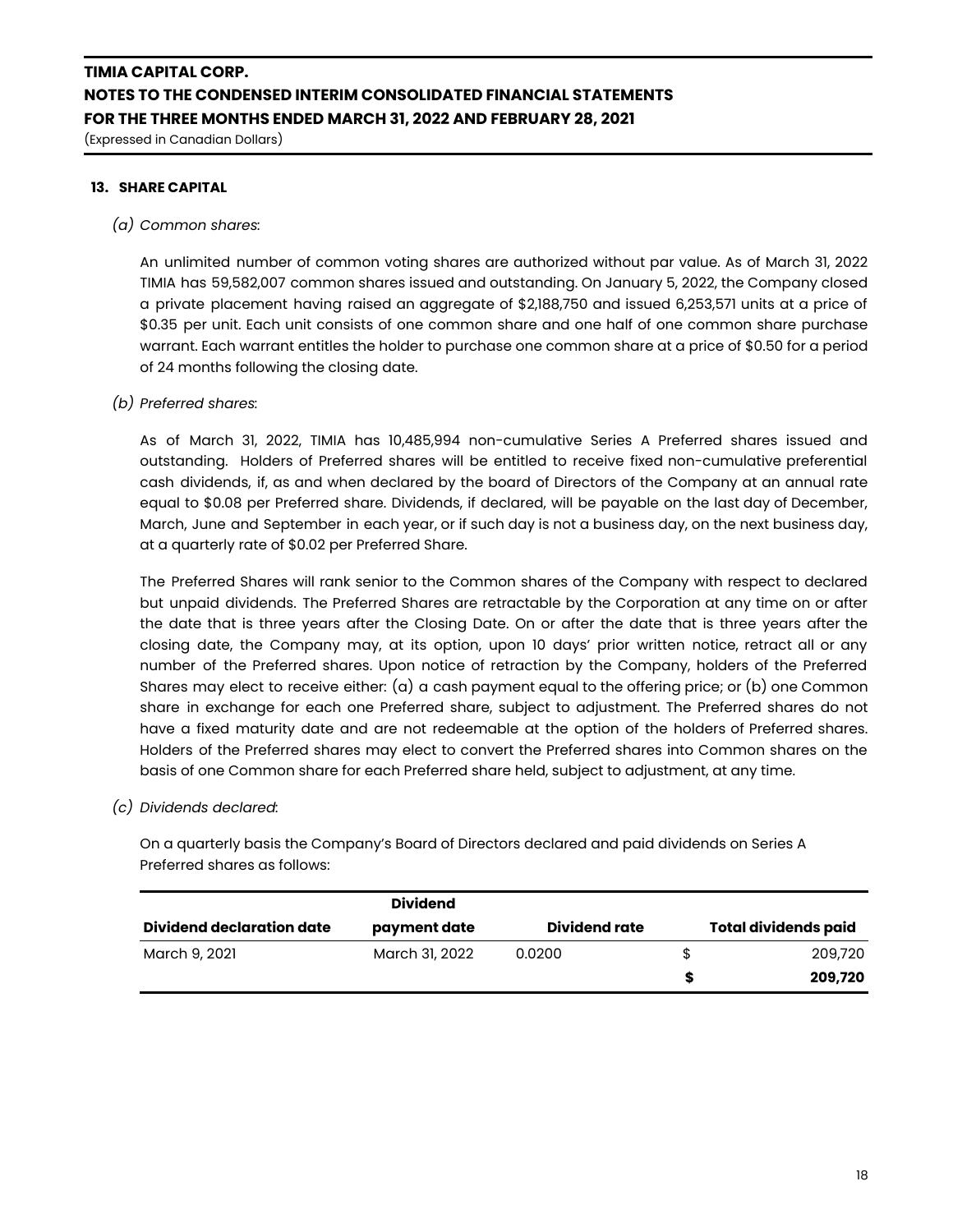# TIMIA CAPITAL CORP.
# NOTES TO THE CONDENSED INTERIM CONSOLIDATED FINANCIAL STATEMENTS
# FOR THE THREE MONTHS ENDED MARCH 31, 2022 AND FEBRUARY 28, 2021

(Expressed in Canadian Dollars)

## 13. SHARE CAPITAL

*(a) Common shares*:

An unlimited number of common voting shares are authorized without par value. As of March 31, 2022 TIMIA has 59,582,007 common shares issued and outstanding. On January 5, 2022, the Company closed a private placement having raised an aggregate of $2,188,750 and issued 6,253,571 units at a price of $0.35 per unit. Each unit consists of one common share and one half of one common share purchase warrant. Each warrant entitles the holder to purchase one common share at a price of $0.50 for a period of 24 months following the closing date.

*(b) Preferred shares*:

As of March 31, 2022, TIMIA has 10,485,994 non-cumulative Series A Preferred shares issued and outstanding. Holders of Preferred shares will be entitled to receive fixed non-cumulative preferential cash dividends, if, as and when declared by the board of Directors of the Company at an annual rate equal to $0.08 per Preferred share. Dividends, if declared, will be payable on the last day of December, March, June and September in each year, or if such day is not a business day, on the next business day, at a quarterly rate of $0.02 per Preferred Share.

The Preferred Shares will rank senior to the Common shares of the Company with respect to declared but unpaid dividends. The Preferred Shares are retractable by the Corporation at any time on or after the date that is three years after the Closing Date. On or after the date that is three years after the closing date, the Company may, at its option, upon 10 days' prior written notice, retract all or any number of the Preferred shares. Upon notice of retraction by the Company, holders of the Preferred Shares may elect to receive either: (a) a cash payment equal to the offering price; or (b) one Common share in exchange for each one Preferred share, subject to adjustment. The Preferred shares do not have a fixed maturity date and are not redeemable at the option of the holders of Preferred shares. Holders of the Preferred shares may elect to convert the Preferred shares into Common shares on the basis of one Common share for each Preferred share held, subject to adjustment, at any time.

*(c) Dividends declared*:

On a quarterly basis the Company's Board of Directors declared and paid dividends on Series A Preferred shares as follows:

| Dividend declaration date | Dividend payment date | Dividend rate | | Total dividends paid |
|---|---|---|---|---|
| March 9, 2021 | March 31, 2022 | 0.0200 | $ | 209,720 |
| | | | **$** | **209,720** |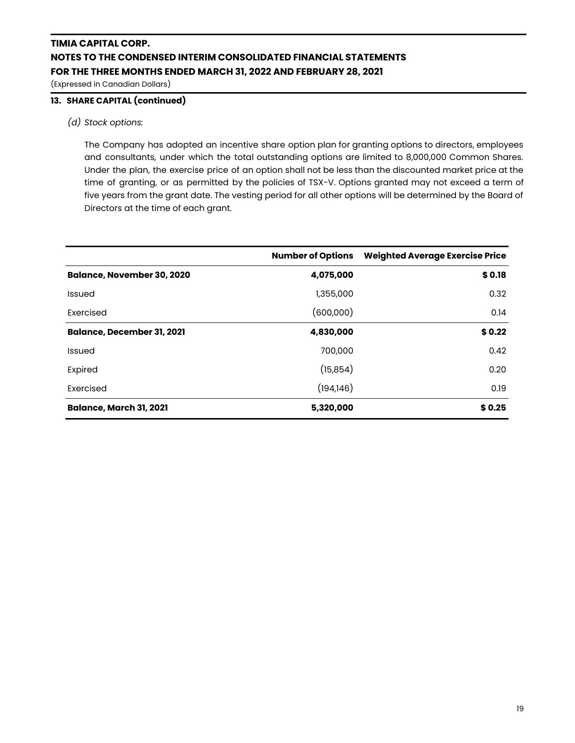# TIMIA CAPITAL CORP.
## NOTES TO THE CONDENSED INTERIM CONSOLIDATED FINANCIAL STATEMENTS
## FOR THE THREE MONTHS ENDED MARCH 31, 2022 AND FEBRUARY 28, 2021

(Expressed in Canadian Dollars)

### 13. SHARE CAPITAL (continued)

*(d) Stock options*:

The Company has adopted an incentive share option plan for granting options to directors, employees and consultants, under which the total outstanding options are limited to 8,000,000 Common Shares. Under the plan, the exercise price of an option shall not be less than the discounted market price at the time of granting, or as permitted by the policies of TSX-V. Options granted may not exceed a term of five years from the grant date. The vesting period for all other options will be determined by the Board of Directors at the time of each grant.

| | Number of Options | Weighted Average Exercise Price |
|---|---|---|
| **Balance, November 30, 2020** | **4,075,000** | **$ 0.18** |
| Issued | 1,355,000 | 0.32 |
| Exercised | (600,000) | 0.14 |
| **Balance, December 31, 2021** | **4,830,000** | **$ 0.22** |
| Issued | 700,000 | 0.42 |
| Expired | (15,854) | 0.20 |
| Exercised | (194,146) | 0.19 |
| **Balance, March 31, 2021** | **5,320,000** | **$ 0.25** |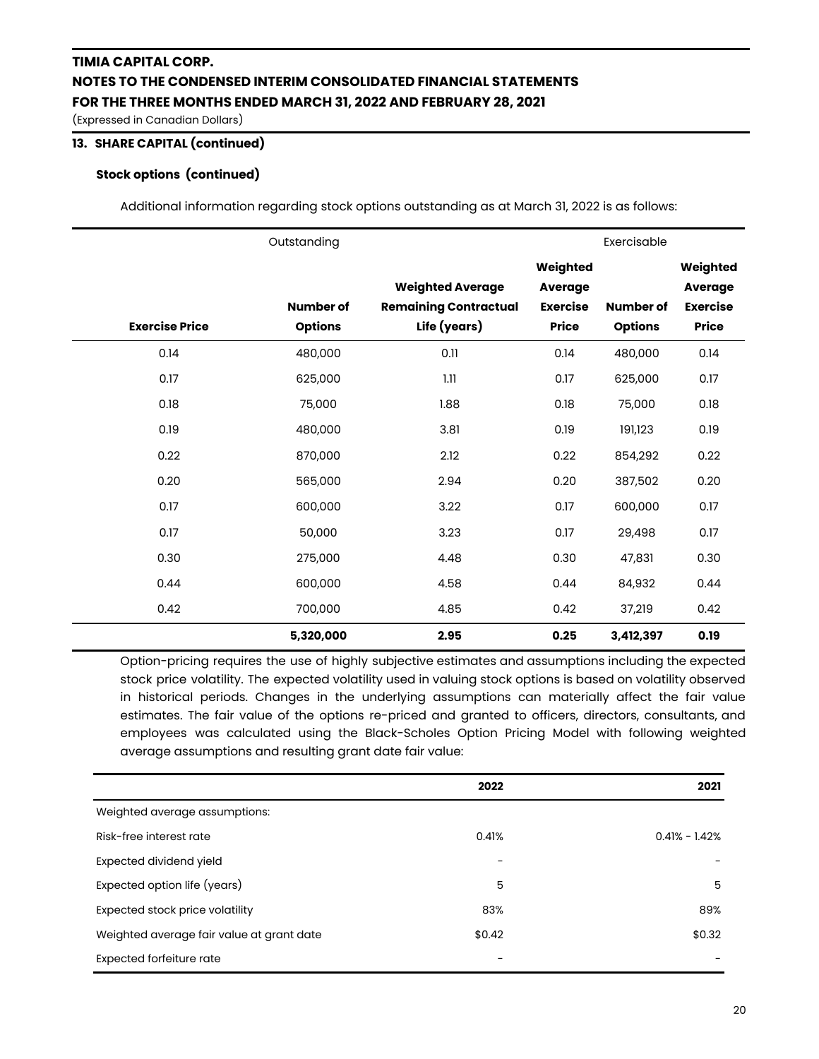# TIMIA CAPITAL CORP.
## NOTES TO THE CONDENSED INTERIM CONSOLIDATED FINANCIAL STATEMENTS
## FOR THE THREE MONTHS ENDED MARCH 31, 2022 AND FEBRUARY 28, 2021

(Expressed in Canadian Dollars)

### 13. SHARE CAPITAL (continued)

#### Stock options (continued)

Additional information regarding stock options outstanding as at March 31, 2022 is as follows:

| | Outstanding | | | Exercisable | |
|---|---|---|---|---|---|
| **Exercise Price** | **Number of Options** | **Weighted Average Remaining Contractual Life (years)** | **Weighted Average Exercise Price** | **Number of Options** | **Weighted Average Exercise Price** |
| 0.14 | 480,000 | 0.11 | 0.14 | 480,000 | 0.14 |
| 0.17 | 625,000 | 1.11 | 0.17 | 625,000 | 0.17 |
| 0.18 | 75,000 | 1.88 | 0.18 | 75,000 | 0.18 |
| 0.19 | 480,000 | 3.81 | 0.19 | 191,123 | 0.19 |
| 0.22 | 870,000 | 2.12 | 0.22 | 854,292 | 0.22 |
| 0.20 | 565,000 | 2.94 | 0.20 | 387,502 | 0.20 |
| 0.17 | 600,000 | 3.22 | 0.17 | 600,000 | 0.17 |
| 0.17 | 50,000 | 3.23 | 0.17 | 29,498 | 0.17 |
| 0.30 | 275,000 | 4.48 | 0.30 | 47,831 | 0.30 |
| 0.44 | 600,000 | 4.58 | 0.44 | 84,932 | 0.44 |
| 0.42 | 700,000 | 4.85 | 0.42 | 37,219 | 0.42 |
| | **5,320,000** | **2.95** | **0.25** | **3,412,397** | **0.19** |

Option-pricing requires the use of highly subjective estimates and assumptions including the expected stock price volatility. The expected volatility used in valuing stock options is based on volatility observed in historical periods. Changes in the underlying assumptions can materially affect the fair value estimates. The fair value of the options re-priced and granted to officers, directors, consultants, and employees was calculated using the Black-Scholes Option Pricing Model with following weighted average assumptions and resulting grant date fair value:

| | **2022** | **2021** |
|---|---|---|
| Weighted average assumptions: | | |
| Risk-free interest rate | 0.41% | 0.41% - 1.42% |
| Expected dividend yield | - | - |
| Expected option life (years) | 5 | 5 |
| Expected stock price volatility | 83% | 89% |
| Weighted average fair value at grant date | $0.42 | $0.32 |
| Expected forfeiture rate | - | - |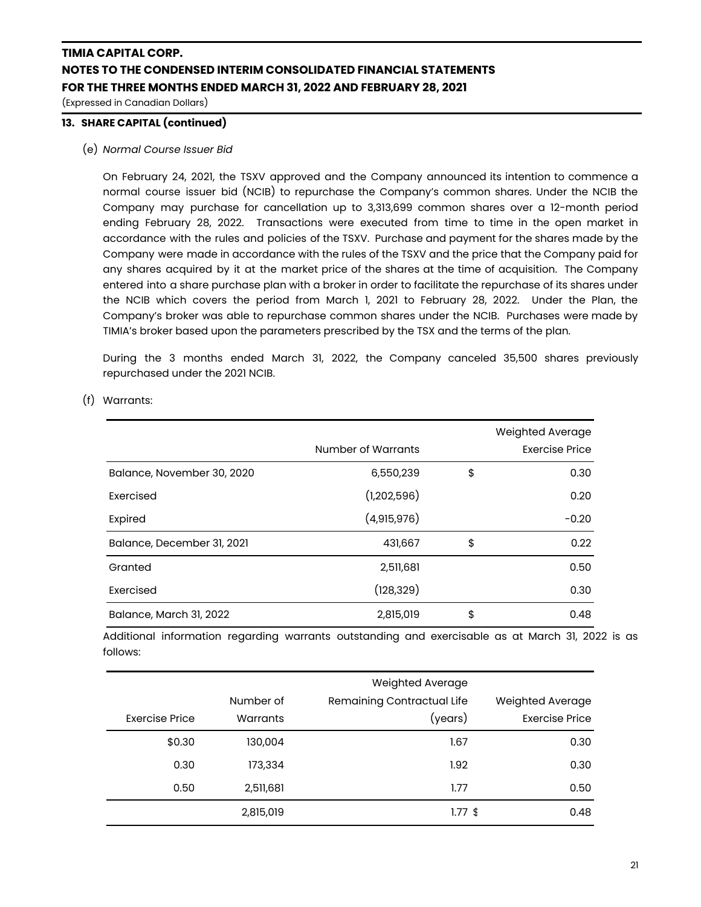**TIMIA CAPITAL CORP.**
**NOTES TO THE CONDENSED INTERIM CONSOLIDATED FINANCIAL STATEMENTS**
**FOR THE THREE MONTHS ENDED MARCH 31, 2022 AND FEBRUARY 28, 2021**
(Expressed in Canadian Dollars)

**13. SHARE CAPITAL (continued)**

(e) *Normal Course Issuer Bid*

On February 24, 2021, the TSXV approved and the Company announced its intention to commence a normal course issuer bid (NCIB) to repurchase the Company's common shares. Under the NCIB the Company may purchase for cancellation up to 3,313,699 common shares over a 12-month period ending February 28, 2022. Transactions were executed from time to time in the open market in accordance with the rules and policies of the TSXV. Purchase and payment for the shares made by the Company were made in accordance with the rules of the TSXV and the price that the Company paid for any shares acquired by it at the market price of the shares at the time of acquisition. The Company entered into a share purchase plan with a broker in order to facilitate the repurchase of its shares under the NCIB which covers the period from March 1, 2021 to February 28, 2022. Under the Plan, the Company's broker was able to repurchase common shares under the NCIB. Purchases were made by TIMIA's broker based upon the parameters prescribed by the TSX and the terms of the plan.

During the 3 months ended March 31, 2022, the Company canceled 35,500 shares previously repurchased under the 2021 NCIB.

(f) Warrants:

| | Number of Warrants | | Weighted Average Exercise Price |
|---|---|---|---|
| Balance, November 30, 2020 | 6,550,239 | $ | 0.30 |
| Exercised | (1,202,596) | | 0.20 |
| Expired | (4,915,976) | | -0.20 |
| Balance, December 31, 2021 | 431,667 | $ | 0.22 |
| Granted | 2,511,681 | | 0.50 |
| Exercised | (128,329) | | 0.30 |
| Balance, March 31, 2022 | 2,815,019 | $ | 0.48 |

Additional information regarding warrants outstanding and exercisable as at March 31, 2022 is as follows:

| Exercise Price | Number of Warrants | Weighted Average Remaining Contractual Life (years) | Weighted Average Exercise Price |
|---|---|---|---|
| $0.30 | 130,004 | 1.67 | 0.30 |
| 0.30 | 173,334 | 1.92 | 0.30 |
| 0.50 | 2,511,681 | 1.77 | 0.50 |
| | 2,815,019 | 1.77 $ | 0.48 |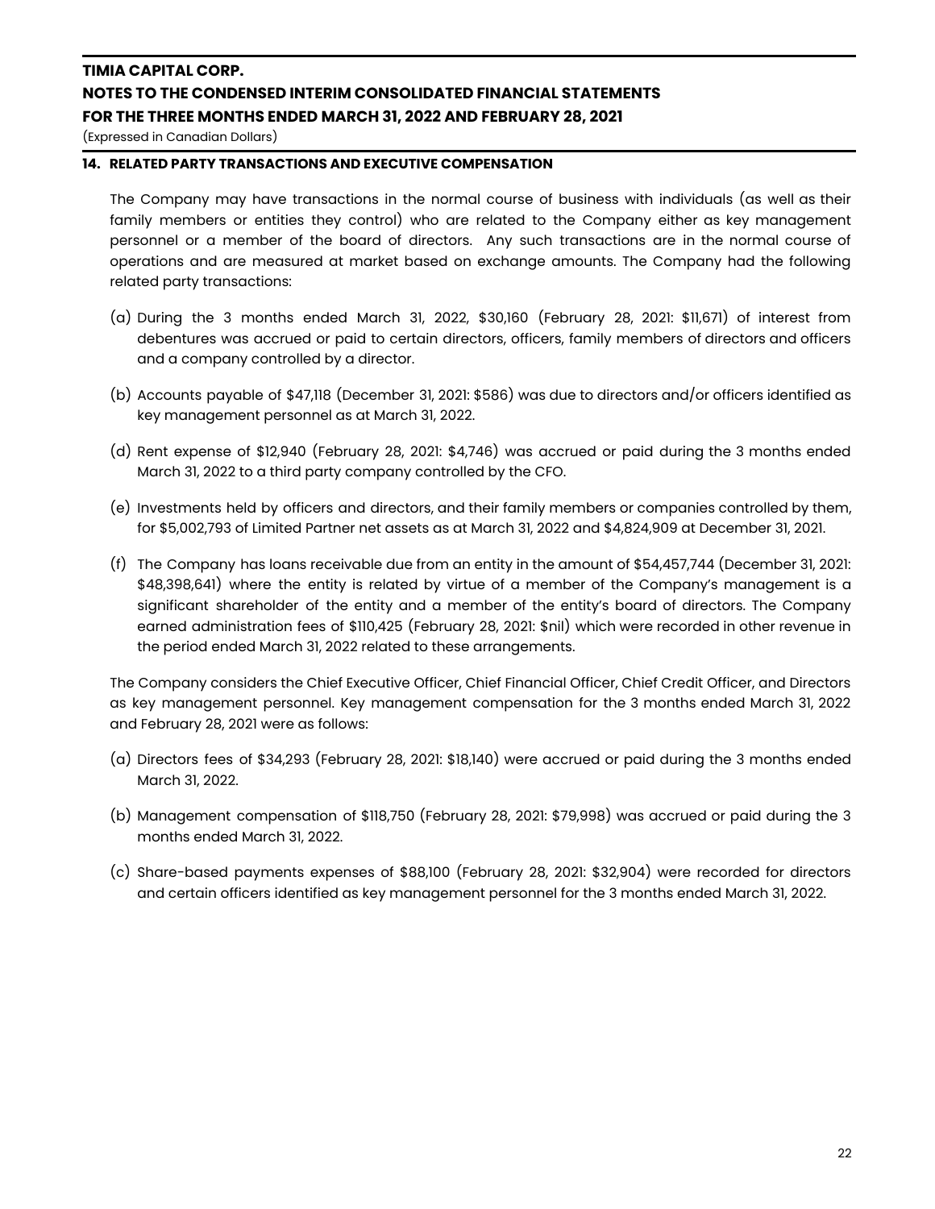## 14. RELATED PARTY TRANSACTIONS AND EXECUTIVE COMPENSATION

The Company may have transactions in the normal course of business with individuals (as well as their family members or entities they control) who are related to the Company either as key management personnel or a member of the board of directors. Any such transactions are in the normal course of operations and are measured at market based on exchange amounts. The Company had the following related party transactions:

(a) During the 3 months ended March 31, 2022, $30,160 (February 28, 2021: $11,671) of interest from debentures was accrued or paid to certain directors, officers, family members of directors and officers and a company controlled by a director.

(b) Accounts payable of $47,118 (December 31, 2021: $586) was due to directors and/or officers identified as key management personnel as at March 31, 2022.

(d) Rent expense of $12,940 (February 28, 2021: $4,746) was accrued or paid during the 3 months ended March 31, 2022 to a third party company controlled by the CFO.

(e) Investments held by officers and directors, and their family members or companies controlled by them, for $5,002,793 of Limited Partner net assets as at March 31, 2022 and $4,824,909 at December 31, 2021.

(f) The Company has loans receivable due from an entity in the amount of $54,457,744 (December 31, 2021: $48,398,641) where the entity is related by virtue of a member of the Company's management is a significant shareholder of the entity and a member of the entity's board of directors. The Company earned administration fees of $110,425 (February 28, 2021: $nil) which were recorded in other revenue in the period ended March 31, 2022 related to these arrangements.

The Company considers the Chief Executive Officer, Chief Financial Officer, Chief Credit Officer, and Directors as key management personnel. Key management compensation for the 3 months ended March 31, 2022 and February 28, 2021 were as follows:

(a) Directors fees of $34,293 (February 28, 2021: $18,140) were accrued or paid during the 3 months ended March 31, 2022.

(b) Management compensation of $118,750 (February 28, 2021: $79,998) was accrued or paid during the 3 months ended March 31, 2022.

(c) Share-based payments expenses of $88,100 (February 28, 2021: $32,904) were recorded for directors and certain officers identified as key management personnel for the 3 months ended March 31, 2022.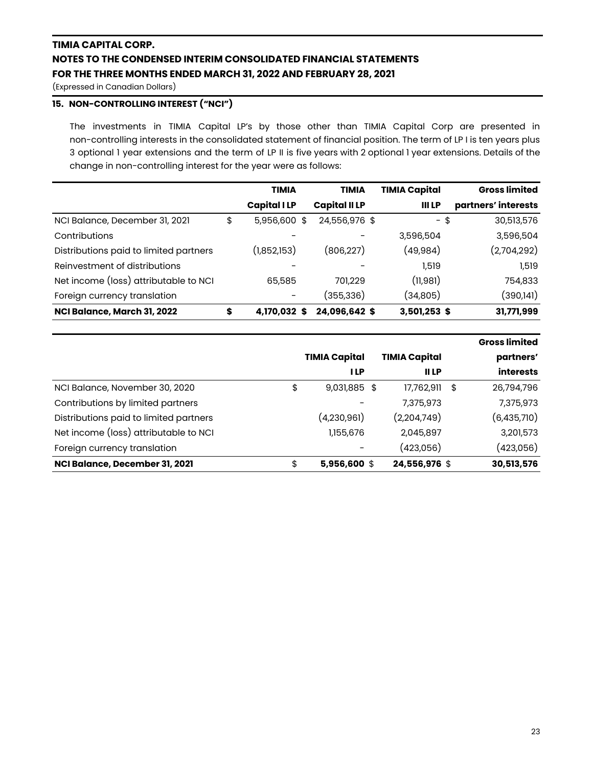## 15. NON-CONTROLLING INTEREST ("NCI")

The investments in TIMIA Capital LP's by those other than TIMIA Capital Corp are presented in non-controlling interests in the consolidated statement of financial position. The term of LP I is ten years plus 3 optional 1 year extensions and the term of LP II is five years with 2 optional 1 year extensions. Details of the change in non-controlling interest for the year were as follows:

| | TIMIA Capital I LP | TIMIA Capital II LP | TIMIA Capital III LP | Gross limited partners' interests |
|---|---|---|---|---|
| NCI Balance, December 31, 2021 | $ 5,956,600 | $ 24,556,976 | $ - | $ 30,513,576 |
| Contributions | - | - | 3,596,504 | 3,596,504 |
| Distributions paid to limited partners | (1,852,153) | (806,227) | (49,984) | (2,704,292) |
| Reinvestment of distributions | - | - | 1,519 | 1,519 |
| Net income (loss) attributable to NCI | 65,585 | 701,229 | (11,981) | 754,833 |
| Foreign currency translation | - | (355,336) | (34,805) | (390,141) |
| **NCI Balance, March 31, 2022** | **$ 4,170,032** | **$ 24,096,642** | **$ 3,501,253** | **$ 31,771,999** |

| | TIMIA Capital I LP | TIMIA Capital II LP | Gross limited partners' interests |
|---|---|---|---|
| NCI Balance, November 30, 2020 | $ 9,031,885 | $ 17,762,911 | $ 26,794,796 |
| Contributions by limited partners | - | 7,375,973 | 7,375,973 |
| Distributions paid to limited partners | (4,230,961) | (2,204,749) | (6,435,710) |
| Net income (loss) attributable to NCI | 1,155,676 | 2,045,897 | 3,201,573 |
| Foreign currency translation | - | (423,056) | (423,056) |
| **NCI Balance, December 31, 2021** | **$ 5,956,600** | **$ 24,556,976** | **$ 30,513,576** |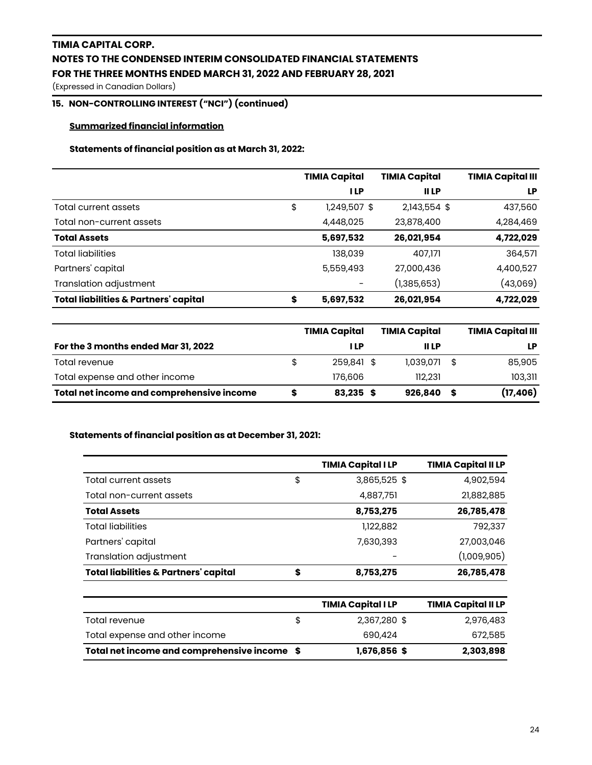# TIMIA CAPITAL CORP.

# NOTES TO THE CONDENSED INTERIM CONSOLIDATED FINANCIAL STATEMENTS

# FOR THE THREE MONTHS ENDED MARCH 31, 2022 AND FEBRUARY 28, 2021

(Expressed in Canadian Dollars)

## 15. NON-CONTROLLING INTEREST ("NCI") (continued)

### Summarized financial information

**Statements of financial position as at March 31, 2022:**

| | | TIMIA Capital I LP | TIMIA Capital II LP | TIMIA Capital III LP |
|---|---|---|---|---|
| Total current assets | $ | 1,249,507 $ | 2,143,554 $ | 437,560 |
| Total non-current assets | | 4,448,025 | 23,878,400 | 4,284,469 |
| **Total Assets** | | **5,697,532** | **26,021,954** | **4,722,029** |
| Total liabilities | | 138,039 | 407,171 | 364,571 |
| Partners' capital | | 5,559,493 | 27,000,436 | 4,400,527 |
| Translation adjustment | | - | (1,385,653) | (43,069) |
| **Total liabilities & Partners' capital** | **$** | **5,697,532** | **26,021,954** | **4,722,029** |

| For the 3 months ended Mar 31, 2022 | | TIMIA Capital I LP | TIMIA Capital II LP | | TIMIA Capital III LP |
|---|---|---|---|---|---|
| Total revenue | $ | 259,841 $ | 1,039,071 | $ | 85,905 |
| Total expense and other income | | 176,606 | 112,231 | | 103,311 |
| **Total net income and comprehensive income** | **$** | **83,235 $** | **926,840** | **$** | **(17,406)** |

**Statements of financial position as at December 31, 2021:**

| | | TIMIA Capital I LP | TIMIA Capital II LP |
|---|---|---|---|
| Total current assets | $ | 3,865,525 $ | 4,902,594 |
| Total non-current assets | | 4,887,751 | 21,882,885 |
| **Total Assets** | | **8,753,275** | **26,785,478** |
| Total liabilities | | 1,122,882 | 792,337 |
| Partners' capital | | 7,630,393 | 27,003,046 |
| Translation adjustment | | - | (1,009,905) |
| **Total liabilities & Partners' capital** | **$** | **8,753,275** | **26,785,478** |

| | | TIMIA Capital I LP | TIMIA Capital II LP |
|---|---|---|---|
| Total revenue | $ | 2,367,280 $ | 2,976,483 |
| Total expense and other income | | 690,424 | 672,585 |
| **Total net income and comprehensive income** | **$** | **1,676,856 $** | **2,303,898** |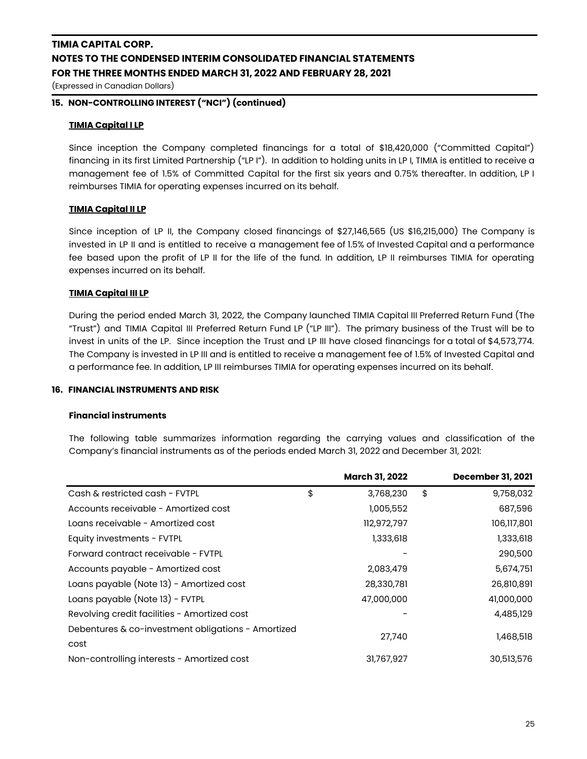## 15. NON-CONTROLLING INTEREST ("NCI") (continued)

### TIMIA Capital I LP

Since inception the Company completed financings for a total of $18,420,000 ("Committed Capital") financing in its first Limited Partnership ("LP I"). In addition to holding units in LP I, TIMIA is entitled to receive a management fee of 1.5% of Committed Capital for the first six years and 0.75% thereafter. In addition, LP I reimburses TIMIA for operating expenses incurred on its behalf.

### TIMIA Capital II LP

Since inception of LP II, the Company closed financings of $27,146,565 (US $16,215,000) The Company is invested in LP II and is entitled to receive a management fee of 1.5% of Invested Capital and a performance fee based upon the profit of LP II for the life of the fund. In addition, LP II reimburses TIMIA for operating expenses incurred on its behalf.

### TIMIA Capital III LP

During the period ended March 31, 2022, the Company launched TIMIA Capital III Preferred Return Fund (The "Trust") and TIMIA Capital III Preferred Return Fund LP ("LP III"). The primary business of the Trust will be to invest in units of the LP. Since inception the Trust and LP III have closed financings for a total of $4,573,774. The Company is invested in LP III and is entitled to receive a management fee of 1.5% of Invested Capital and a performance fee. In addition, LP III reimburses TIMIA for operating expenses incurred on its behalf.

## 16. FINANCIAL INSTRUMENTS AND RISK

### Financial instruments

The following table summarizes information regarding the carrying values and classification of the Company's financial instruments as of the periods ended March 31, 2022 and December 31, 2021:

| | March 31, 2022 | December 31, 2021 |
|---|---|---|
| Cash & restricted cash - FVTPL | $ 3,768,230 | $ 9,758,032 |
| Accounts receivable - Amortized cost | 1,005,552 | 687,596 |
| Loans receivable - Amortized cost | 112,972,797 | 106,117,801 |
| Equity investments - FVTPL | 1,333,618 | 1,333,618 |
| Forward contract receivable - FVTPL | - | 290,500 |
| Accounts payable - Amortized cost | 2,083,479 | 5,674,751 |
| Loans payable (Note 13) - Amortized cost | 28,330,781 | 26,810,891 |
| Loans payable (Note 13) - FVTPL | 47,000,000 | 41,000,000 |
| Revolving credit facilities - Amortized cost | - | 4,485,129 |
| Debentures & co-investment obligations - Amortized cost | 27,740 | 1,468,518 |
| Non-controlling interests - Amortized cost | 31,767,927 | 30,513,576 |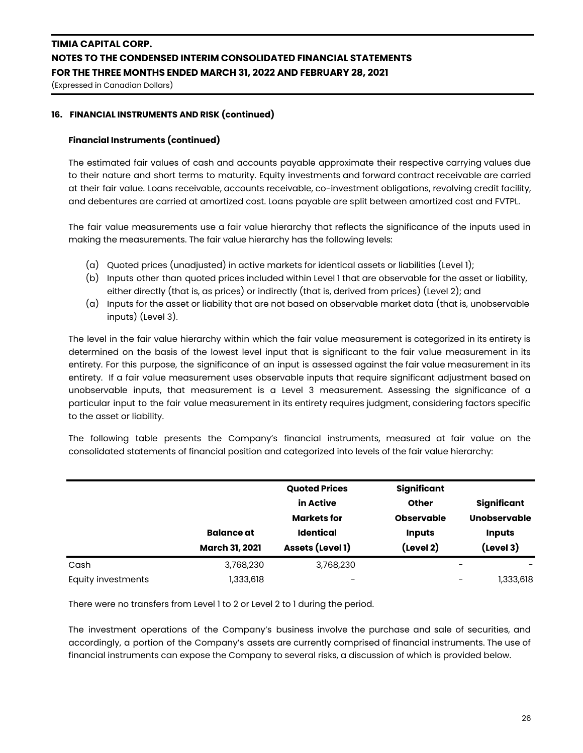### 16. FINANCIAL INSTRUMENTS AND RISK (continued)

#### Financial Instruments (continued)

The estimated fair values of cash and accounts payable approximate their respective carrying values due to their nature and short terms to maturity. Equity investments and forward contract receivable are carried at their fair value. Loans receivable, accounts receivable, co-investment obligations, revolving credit facility, and debentures are carried at amortized cost. Loans payable are split between amortized cost and FVTPL.

The fair value measurements use a fair value hierarchy that reflects the significance of the inputs used in making the measurements. The fair value hierarchy has the following levels:

(a) Quoted prices (unadjusted) in active markets for identical assets or liabilities (Level 1);
(b) Inputs other than quoted prices included within Level 1 that are observable for the asset or liability, either directly (that is, as prices) or indirectly (that is, derived from prices) (Level 2); and
(a) Inputs for the asset or liability that are not based on observable market data (that is, unobservable inputs) (Level 3).

The level in the fair value hierarchy within which the fair value measurement is categorized in its entirety is determined on the basis of the lowest level input that is significant to the fair value measurement in its entirety. For this purpose, the significance of an input is assessed against the fair value measurement in its entirety. If a fair value measurement uses observable inputs that require significant adjustment based on unobservable inputs, that measurement is a Level 3 measurement. Assessing the significance of a particular input to the fair value measurement in its entirety requires judgment, considering factors specific to the asset or liability.

The following table presents the Company's financial instruments, measured at fair value on the consolidated statements of financial position and categorized into levels of the fair value hierarchy:

| | Balance at March 31, 2021 | Quoted Prices in Active Markets for Identical Assets (Level 1) | Significant Other Observable Inputs (Level 2) | Significant Unobservable Inputs (Level 3) |
|---|---|---|---|---|
| Cash | 3,768,230 | 3,768,230 | - | - |
| Equity investments | 1,333,618 | - | - | 1,333,618 |

There were no transfers from Level 1 to 2 or Level 2 to 1 during the period.

The investment operations of the Company's business involve the purchase and sale of securities, and accordingly, a portion of the Company's assets are currently comprised of financial instruments. The use of financial instruments can expose the Company to several risks, a discussion of which is provided below.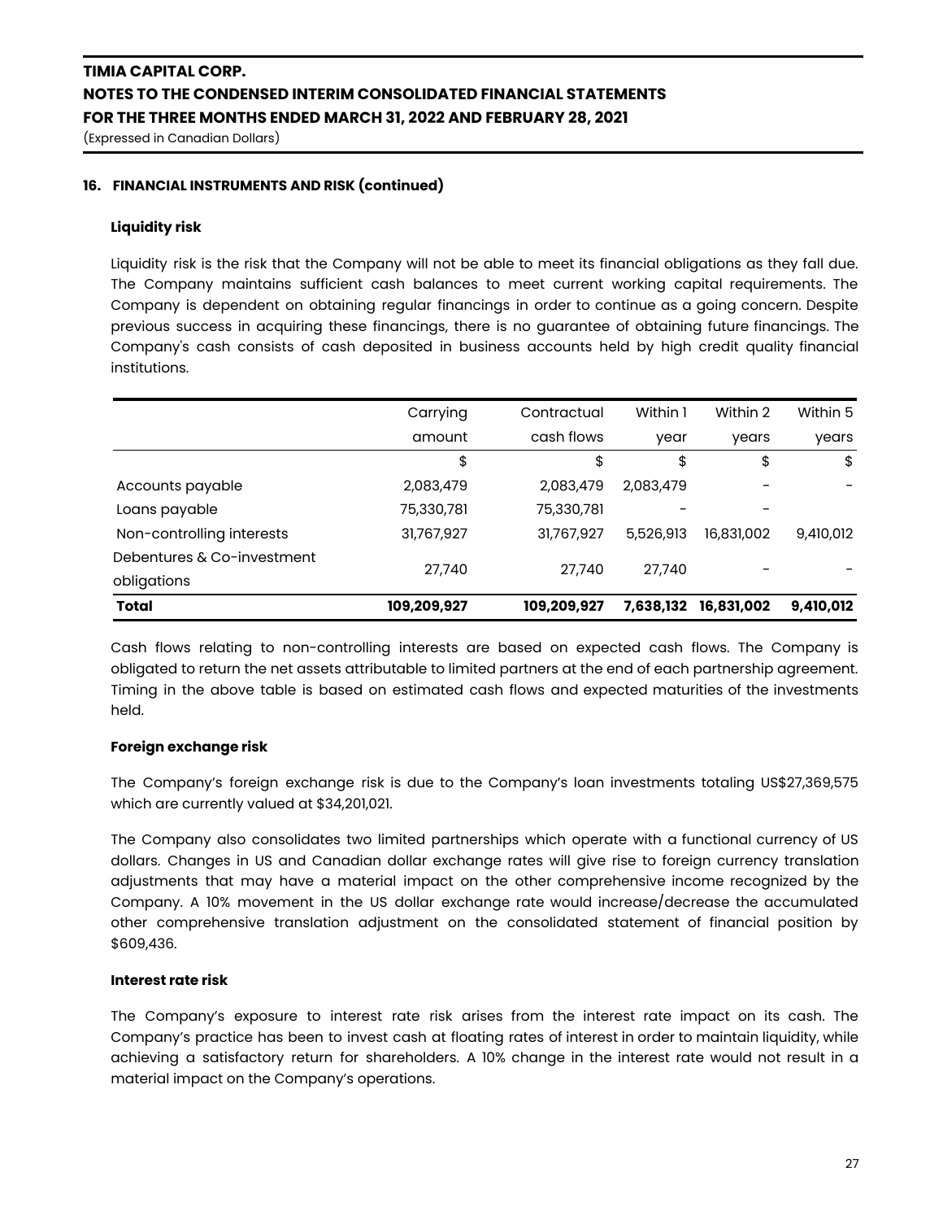## 16. FINANCIAL INSTRUMENTS AND RISK (continued)

### Liquidity risk

Liquidity risk is the risk that the Company will not be able to meet its financial obligations as they fall due. The Company maintains sufficient cash balances to meet current working capital requirements. The Company is dependent on obtaining regular financings in order to continue as a going concern. Despite previous success in acquiring these financings, there is no guarantee of obtaining future financings. The Company's cash consists of cash deposited in business accounts held by high credit quality financial institutions.

| | Carrying amount | Contractual cash flows | Within 1 year | Within 2 years | Within 5 years |
|---|---|---|---|---|---|
| | $ | $ | $ | $ | $ |
| Accounts payable | 2,083,479 | 2,083,479 | 2,083,479 | - | - |
| Loans payable | 75,330,781 | 75,330,781 | - | - | |
| Non-controlling interests | 31,767,927 | 31,767,927 | 5,526,913 | 16,831,002 | 9,410,012 |
| Debentures & Co-investment obligations | 27,740 | 27,740 | 27,740 | - | - |
| **Total** | **109,209,927** | **109,209,927** | **7,638,132** | **16,831,002** | **9,410,012** |

Cash flows relating to non-controlling interests are based on expected cash flows. The Company is obligated to return the net assets attributable to limited partners at the end of each partnership agreement. Timing in the above table is based on estimated cash flows and expected maturities of the investments held.

### Foreign exchange risk

The Company's foreign exchange risk is due to the Company's loan investments totaling US$27,369,575 which are currently valued at $34,201,021.

The Company also consolidates two limited partnerships which operate with a functional currency of US dollars. Changes in US and Canadian dollar exchange rates will give rise to foreign currency translation adjustments that may have a material impact on the other comprehensive income recognized by the Company. A 10% movement in the US dollar exchange rate would increase/decrease the accumulated other comprehensive translation adjustment on the consolidated statement of financial position by $609,436.

### Interest rate risk

The Company's exposure to interest rate risk arises from the interest rate impact on its cash. The Company's practice has been to invest cash at floating rates of interest in order to maintain liquidity, while achieving a satisfactory return for shareholders. A 10% change in the interest rate would not result in a material impact on the Company's operations.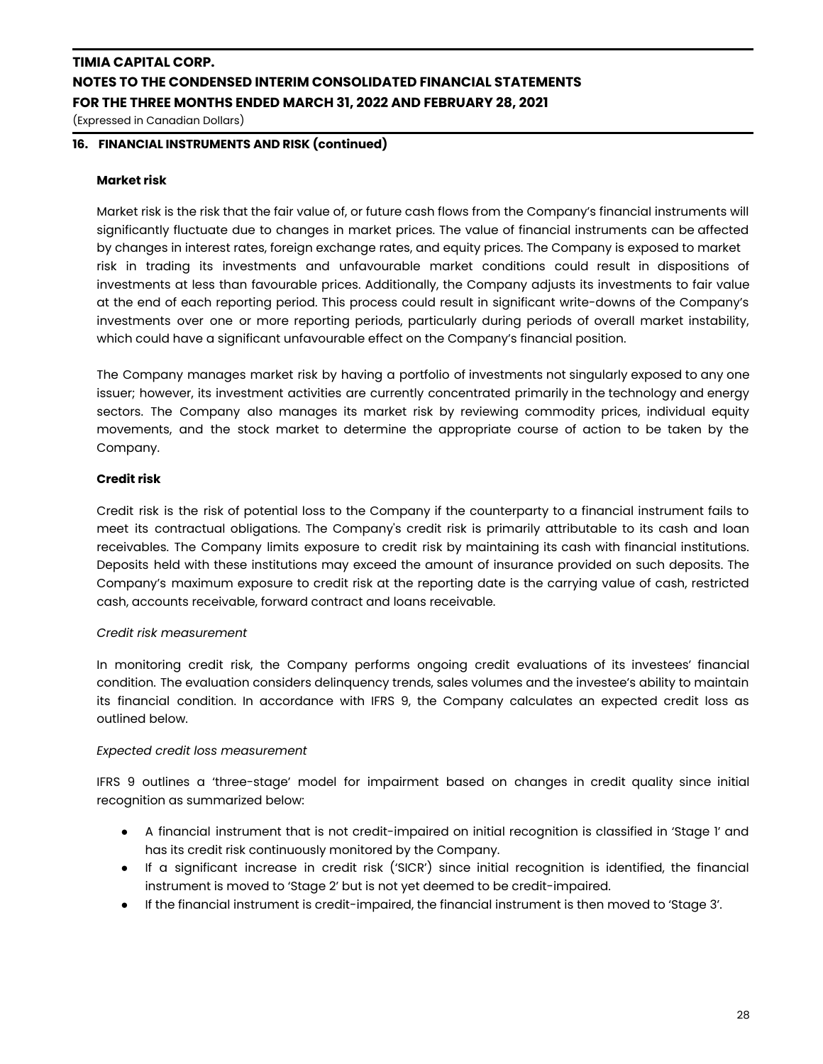## 16. FINANCIAL INSTRUMENTS AND RISK (continued)

### Market risk

Market risk is the risk that the fair value of, or future cash flows from the Company's financial instruments will significantly fluctuate due to changes in market prices. The value of financial instruments can be affected by changes in interest rates, foreign exchange rates, and equity prices. The Company is exposed to market risk in trading its investments and unfavourable market conditions could result in dispositions of investments at less than favourable prices. Additionally, the Company adjusts its investments to fair value at the end of each reporting period. This process could result in significant write-downs of the Company's investments over one or more reporting periods, particularly during periods of overall market instability, which could have a significant unfavourable effect on the Company's financial position.

The Company manages market risk by having a portfolio of investments not singularly exposed to any one issuer; however, its investment activities are currently concentrated primarily in the technology and energy sectors. The Company also manages its market risk by reviewing commodity prices, individual equity movements, and the stock market to determine the appropriate course of action to be taken by the Company.

### Credit risk

Credit risk is the risk of potential loss to the Company if the counterparty to a financial instrument fails to meet its contractual obligations. The Company's credit risk is primarily attributable to its cash and loan receivables. The Company limits exposure to credit risk by maintaining its cash with financial institutions. Deposits held with these institutions may exceed the amount of insurance provided on such deposits. The Company's maximum exposure to credit risk at the reporting date is the carrying value of cash, restricted cash, accounts receivable, forward contract and loans receivable.

*Credit risk measurement*

In monitoring credit risk, the Company performs ongoing credit evaluations of its investees' financial condition. The evaluation considers delinquency trends, sales volumes and the investee's ability to maintain its financial condition. In accordance with IFRS 9, the Company calculates an expected credit loss as outlined below.

*Expected credit loss measurement*

IFRS 9 outlines a 'three-stage' model for impairment based on changes in credit quality since initial recognition as summarized below:

- A financial instrument that is not credit-impaired on initial recognition is classified in 'Stage 1' and has its credit risk continuously monitored by the Company.
- If a significant increase in credit risk ('SICR') since initial recognition is identified, the financial instrument is moved to 'Stage 2' but is not yet deemed to be credit-impaired.
- If the financial instrument is credit-impaired, the financial instrument is then moved to 'Stage 3'.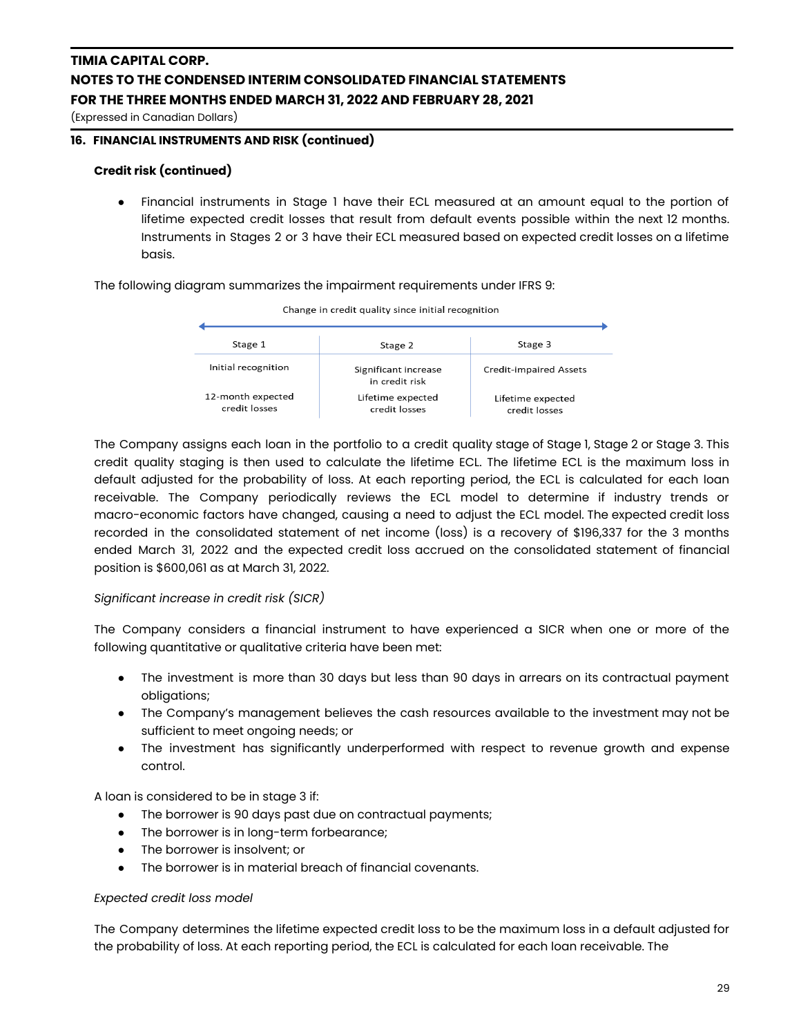## 16. FINANCIAL INSTRUMENTS AND RISK (continued)

### Credit risk (continued)

- Financial instruments in Stage 1 have their ECL measured at an amount equal to the portion of lifetime expected credit losses that result from default events possible within the next 12 months. Instruments in Stages 2 or 3 have their ECL measured based on expected credit losses on a lifetime basis.

The following diagram summarizes the impairment requirements under IFRS 9:

Change in credit quality since initial recognition

| Stage 1 | Stage 2 | Stage 3 |
|---|---|---|
| Initial recognition | Significant increase in credit risk | Credit-impaired Assets |
| 12-month expected credit losses | Lifetime expected credit losses | Lifetime expected credit losses |

The Company assigns each loan in the portfolio to a credit quality stage of Stage 1, Stage 2 or Stage 3. This credit quality staging is then used to calculate the lifetime ECL. The lifetime ECL is the maximum loss in default adjusted for the probability of loss. At each reporting period, the ECL is calculated for each loan receivable. The Company periodically reviews the ECL model to determine if industry trends or macro-economic factors have changed, causing a need to adjust the ECL model. The expected credit loss recorded in the consolidated statement of net income (loss) is a recovery of $196,337 for the 3 months ended March 31, 2022 and the expected credit loss accrued on the consolidated statement of financial position is $600,061 as at March 31, 2022.

*Significant increase in credit risk (SICR)*

The Company considers a financial instrument to have experienced a SICR when one or more of the following quantitative or qualitative criteria have been met:

- The investment is more than 30 days but less than 90 days in arrears on its contractual payment obligations;
- The Company's management believes the cash resources available to the investment may not be sufficient to meet ongoing needs; or
- The investment has significantly underperformed with respect to revenue growth and expense control.

A loan is considered to be in stage 3 if:

- The borrower is 90 days past due on contractual payments;
- The borrower is in long-term forbearance;
- The borrower is insolvent; or
- The borrower is in material breach of financial covenants.

*Expected credit loss model*

The Company determines the lifetime expected credit loss to be the maximum loss in a default adjusted for the probability of loss. At each reporting period, the ECL is calculated for each loan receivable. The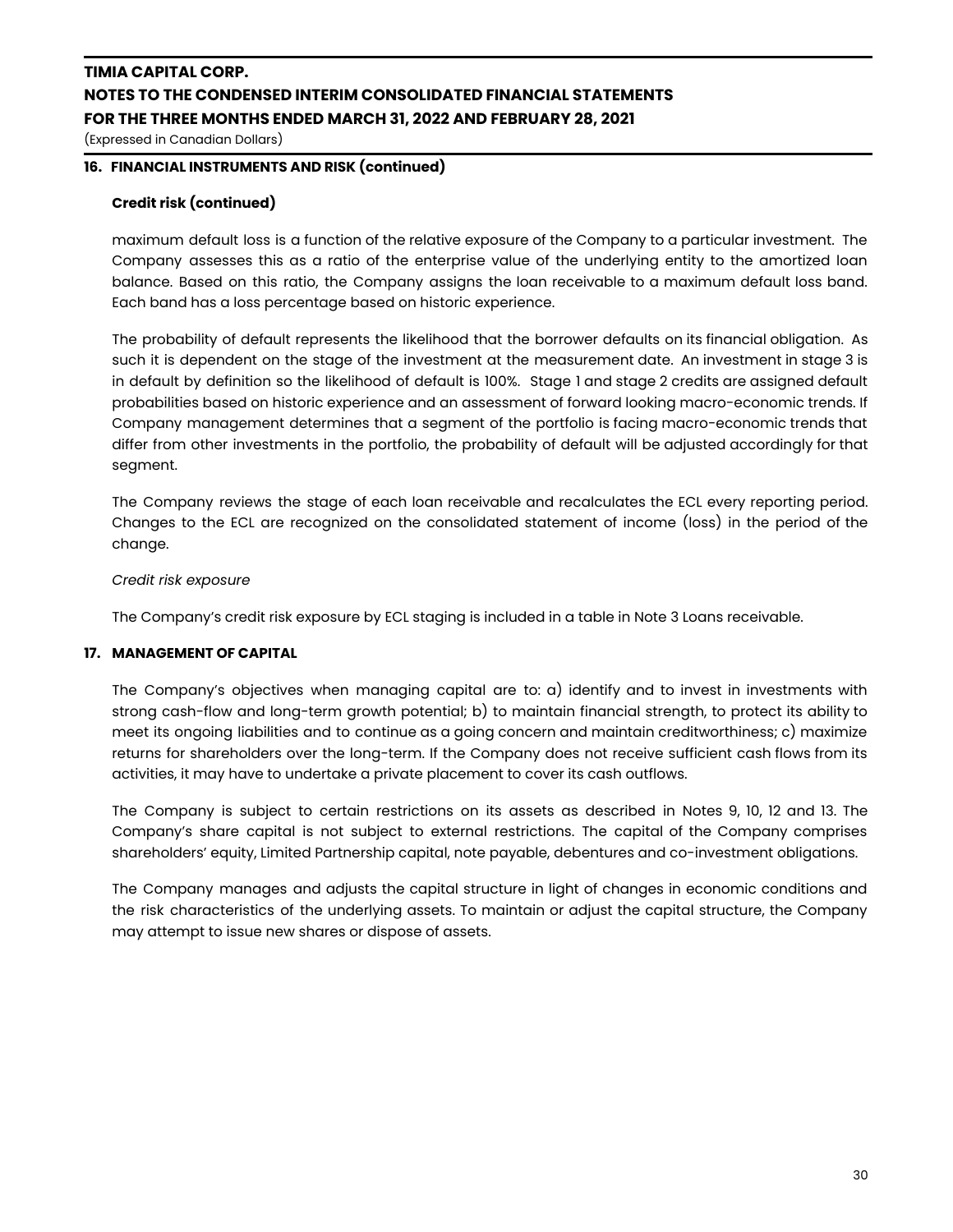## 16. FINANCIAL INSTRUMENTS AND RISK (continued)

### Credit risk (continued)

maximum default loss is a function of the relative exposure of the Company to a particular investment. The Company assesses this as a ratio of the enterprise value of the underlying entity to the amortized loan balance. Based on this ratio, the Company assigns the loan receivable to a maximum default loss band. Each band has a loss percentage based on historic experience.

The probability of default represents the likelihood that the borrower defaults on its financial obligation. As such it is dependent on the stage of the investment at the measurement date. An investment in stage 3 is in default by definition so the likelihood of default is 100%. Stage 1 and stage 2 credits are assigned default probabilities based on historic experience and an assessment of forward looking macro-economic trends. If Company management determines that a segment of the portfolio is facing macro-economic trends that differ from other investments in the portfolio, the probability of default will be adjusted accordingly for that segment.

The Company reviews the stage of each loan receivable and recalculates the ECL every reporting period. Changes to the ECL are recognized on the consolidated statement of income (loss) in the period of the change.

*Credit risk exposure*

The Company's credit risk exposure by ECL staging is included in a table in Note 3 Loans receivable.

## 17. MANAGEMENT OF CAPITAL

The Company's objectives when managing capital are to: a) identify and to invest in investments with strong cash-flow and long-term growth potential; b) to maintain financial strength, to protect its ability to meet its ongoing liabilities and to continue as a going concern and maintain creditworthiness; c) maximize returns for shareholders over the long-term. If the Company does not receive sufficient cash flows from its activities, it may have to undertake a private placement to cover its cash outflows.

The Company is subject to certain restrictions on its assets as described in Notes 9, 10, 12 and 13. The Company's share capital is not subject to external restrictions. The capital of the Company comprises shareholders' equity, Limited Partnership capital, note payable, debentures and co-investment obligations.

The Company manages and adjusts the capital structure in light of changes in economic conditions and the risk characteristics of the underlying assets. To maintain or adjust the capital structure, the Company may attempt to issue new shares or dispose of assets.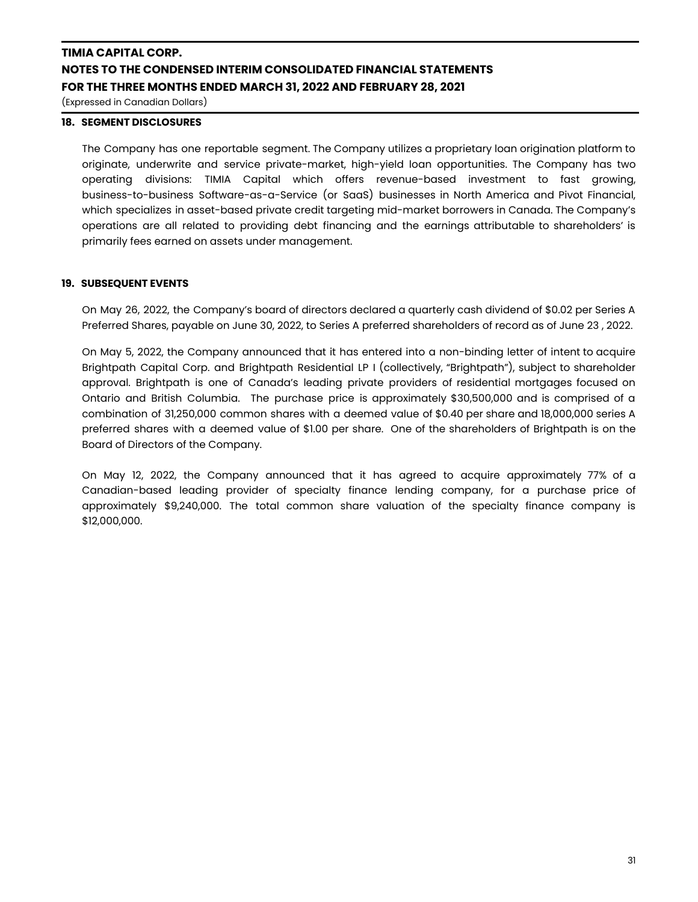## 18. SEGMENT DISCLOSURES

The Company has one reportable segment. The Company utilizes a proprietary loan origination platform to originate, underwrite and service private-market, high-yield loan opportunities. The Company has two operating divisions: TIMIA Capital which offers revenue-based investment to fast growing, business-to-business Software-as-a-Service (or SaaS) businesses in North America and Pivot Financial, which specializes in asset-based private credit targeting mid-market borrowers in Canada. The Company's operations are all related to providing debt financing and the earnings attributable to shareholders' is primarily fees earned on assets under management.

## 19. SUBSEQUENT EVENTS

On May 26, 2022, the Company's board of directors declared a quarterly cash dividend of $0.02 per Series A Preferred Shares, payable on June 30, 2022, to Series A preferred shareholders of record as of June 23 , 2022.

On May 5, 2022, the Company announced that it has entered into a non-binding letter of intent to acquire Brightpath Capital Corp. and Brightpath Residential LP I (collectively, "Brightpath"), subject to shareholder approval. Brightpath is one of Canada's leading private providers of residential mortgages focused on Ontario and British Columbia. The purchase price is approximately $30,500,000 and is comprised of a combination of 31,250,000 common shares with a deemed value of $0.40 per share and 18,000,000 series A preferred shares with a deemed value of $1.00 per share. One of the shareholders of Brightpath is on the Board of Directors of the Company.

On May 12, 2022, the Company announced that it has agreed to acquire approximately 77% of a Canadian-based leading provider of specialty finance lending company, for a purchase price of approximately $9,240,000. The total common share valuation of the specialty finance company is $12,000,000.